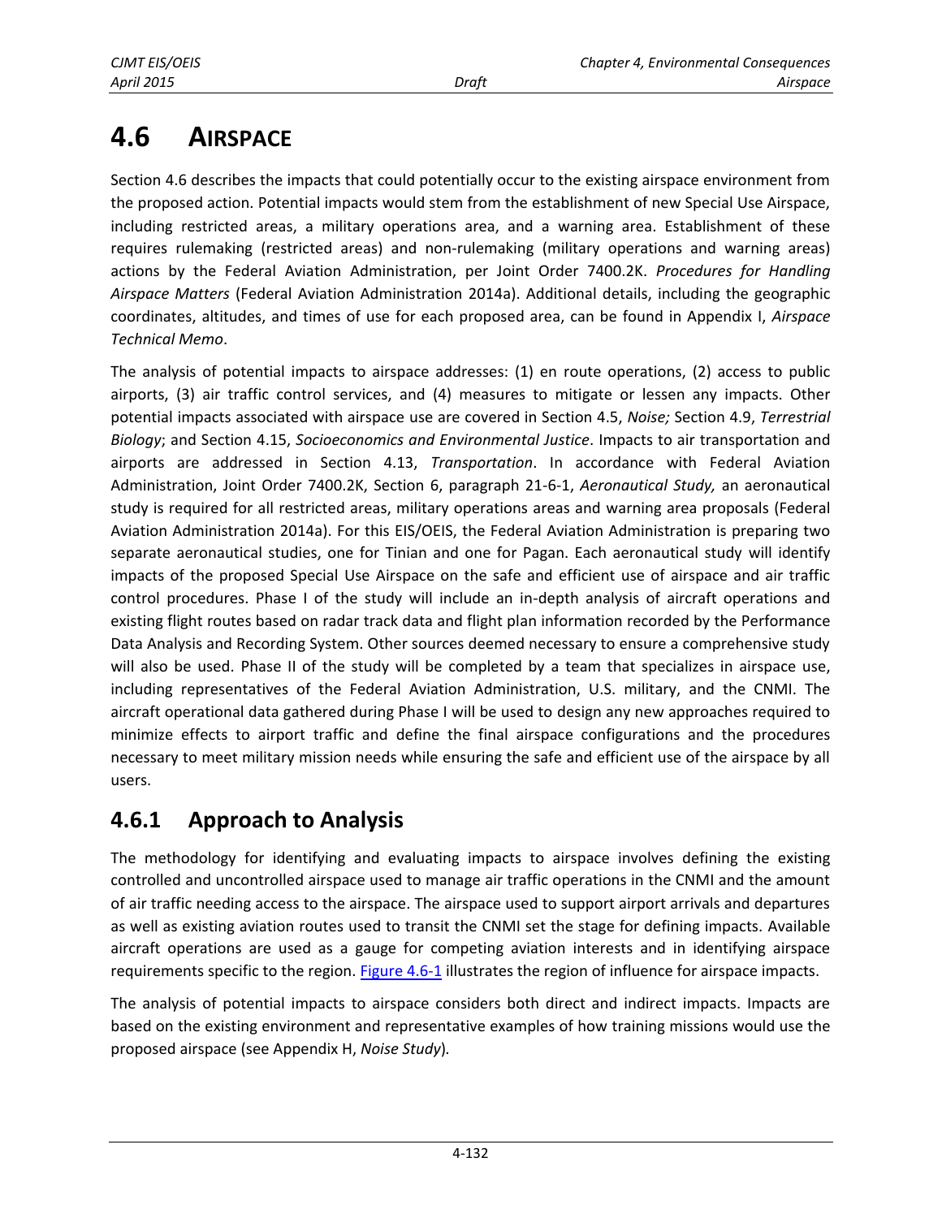# 4.6 AIRSPACE

Section 4.6 describes the impacts that could potentially occur to the existing airspace environment from the proposed action. Potential impacts would stem from the establishment of new Special Use Airspace, including restricted areas, a military operations area, and a warning area. Establishment of these requires rulemaking (restricted areas) and non-rulemaking (military operations and warning areas) actions by the Federal Aviation Administration, per Joint Order 7400.2K. *Procedures for Handling Airspace Matters* (Federal Aviation Administration 2014a). Additional details, including the geographic coordinates, altitudes, and times of use for each proposed area, can be found in Appendix I, *Airspace Technical Memo*.

The analysis of potential impacts to airspace addresses: (1) en route operations, (2) access to public airports, (3) air traffic control services, and (4) measures to mitigate or lessen any impacts. Other potential impacts associated with airspace use are covered in Section 4.5, *Noise;* Section 4.9, *Terrestrial Biology*; and Section 4.15, *Socioeconomics and Environmental Justice*. Impacts to air transportation and airports are addressed in Section 4.13, *Transportation*. In accordance with Federal Aviation Administration, Joint Order 7400.2K, Section 6, paragraph 21-6-1, *Aeronautical Study,* an aeronautical study is required for all restricted areas, military operations areas and warning area proposals (Federal Aviation Administration 2014a). For this EIS/OEIS, the Federal Aviation Administration is preparing two separate aeronautical studies, one for Tinian and one for Pagan. Each aeronautical study will identify impacts of the proposed Special Use Airspace on the safe and efficient use of airspace and air traffic control procedures. Phase I of the study will include an in-depth analysis of aircraft operations and existing flight routes based on radar track data and flight plan information recorded by the Performance Data Analysis and Recording System. Other sources deemed necessary to ensure a comprehensive study will also be used. Phase II of the study will be completed by a team that specializes in airspace use, including representatives of the Federal Aviation Administration, U.S. military, and the CNMI. The aircraft operational data gathered during Phase I will be used to design any new approaches required to minimize effects to airport traffic and define the final airspace configurations and the procedures necessary to meet military mission needs while ensuring the safe and efficient use of the airspace by all users.

## 4.6.1 Approach to Analysis

The methodology for identifying and evaluating impacts to airspace involves defining the existing controlled and uncontrolled airspace used to manage air traffic operations in the CNMI and the amount of air traffic needing access to the airspace. The airspace used to support airport arrivals and departures as well as existing aviation routes used to transit the CNMI set the stage for defining impacts. Available aircraft operations are used as a gauge for competing aviation interests and in identifying airspace requirements specific to the region. Figure 4.6-1 illustrates the region of influence for airspace impacts.

The analysis of potential impacts to airspace considers both direct and indirect impacts. Impacts are based on the existing environment and representative examples of how training missions would use the proposed airspace (see Appendix H, *Noise Study*).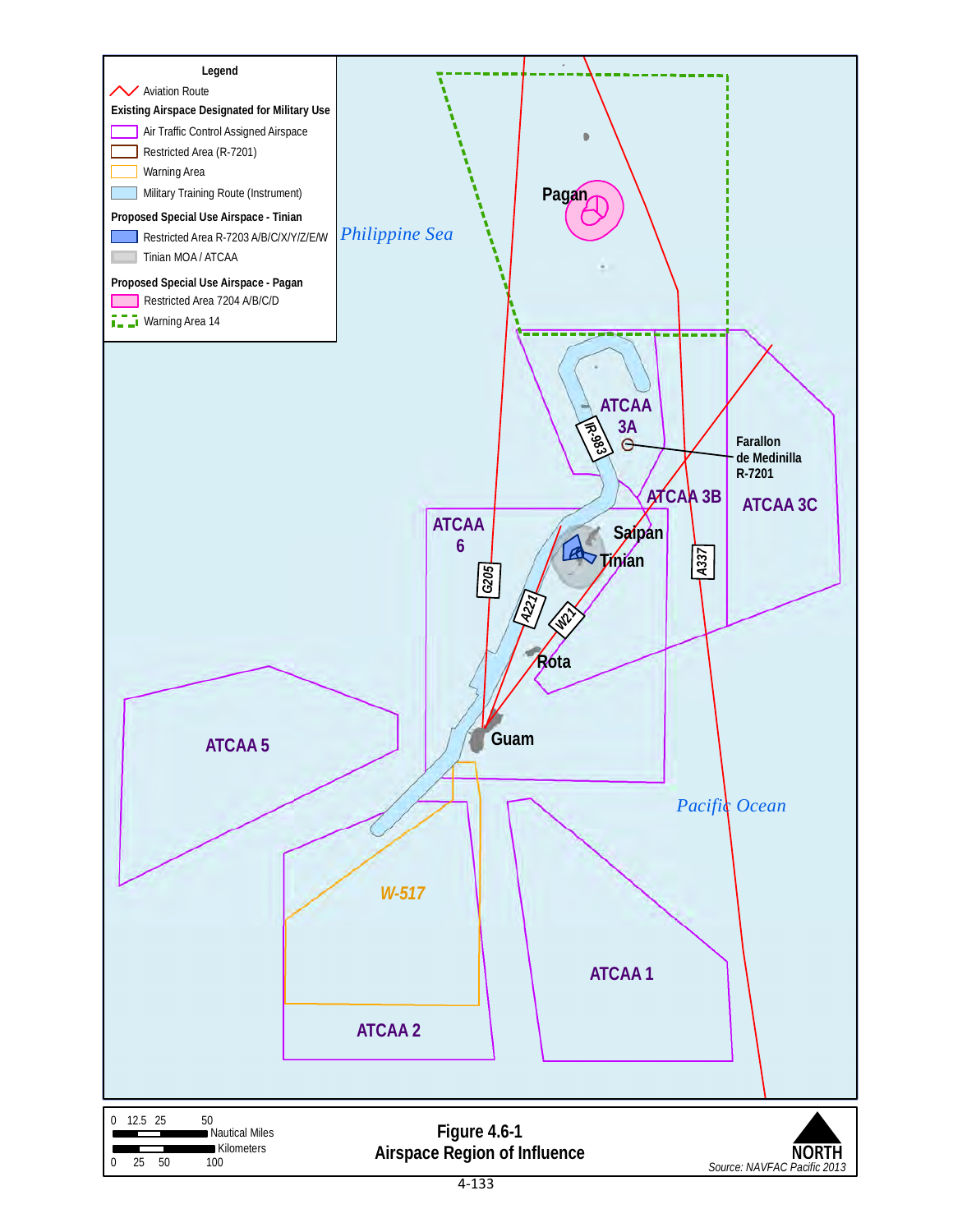Legend

Aviation Route

**Existing Airspace Designated for Military Use**

- Air Traffic Control Assigned Airspace
- Restricted Area (R-7201)
- Warning Area
- Military Training Route (Instrument)

**Proposed Special Use Airspace - Tinian**

- Restricted Area R-7203 A/B/C/X/Y/Z/E/W
- Tinian MOA / ATCAA

**Proposed Special Use Airspace - Pagan**

- Restricted Area 7204 A/B/C
- Warning Area 14

Pagan

*Philippine Sea*

ATCAA 3A

IR-983

Farallon de Medinilla R-7201

ATCAA 3B

ATCAA 3C

ATCAA 6

Saipan

Tinian

G205

A337

A221

W21

Rota

Guam

ATCAA 5

*Pacific Ocean*

*W-517*

ATCAA 1

ATCAA 2

0 12.5 25 50 Nautical Miles

0 25 50 100 Kilometers

**Figure 4.6-1**
**Airspace Region of Influence**

NORTH

*Source: NAVFAC Pacific 2013*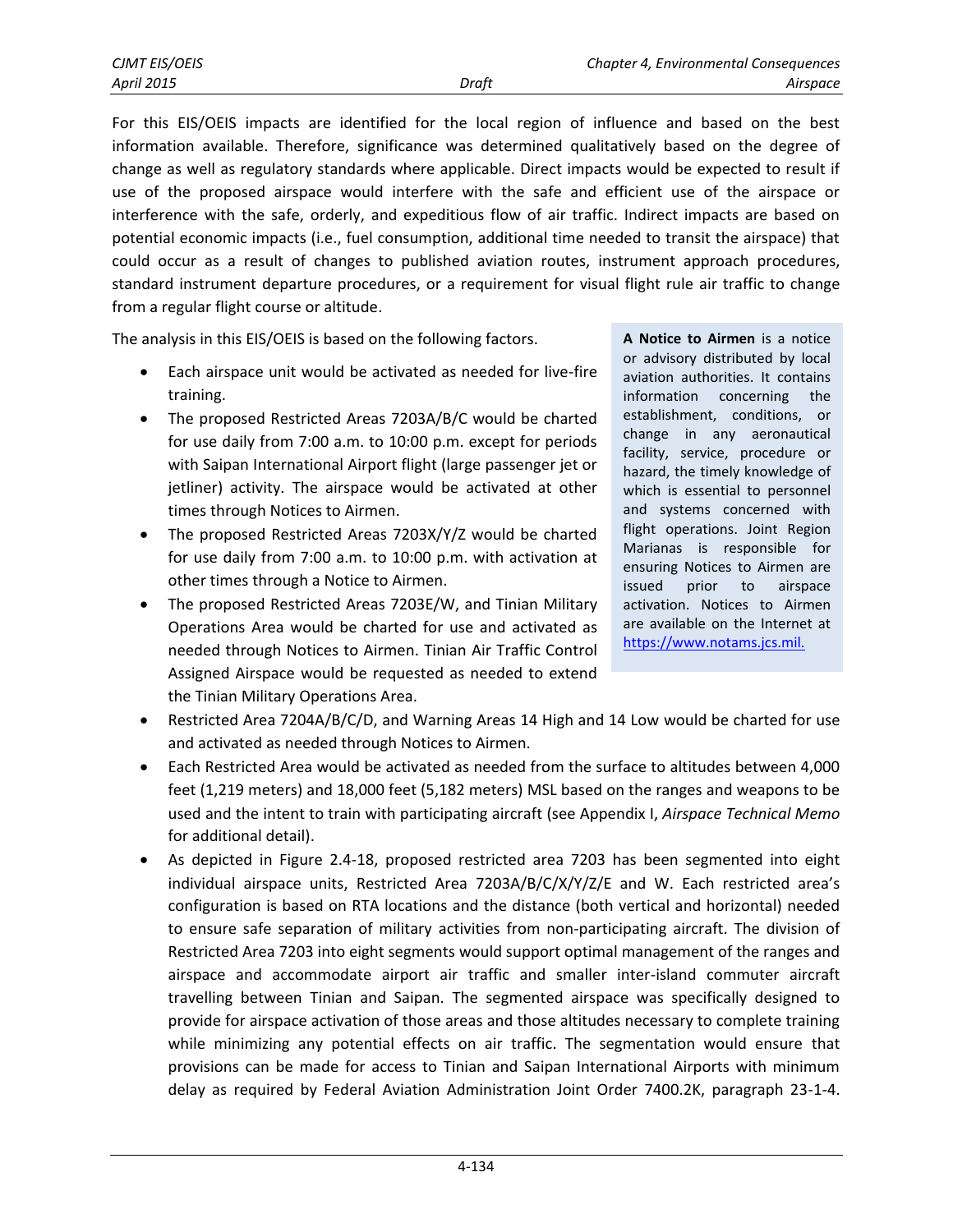For this EIS/OEIS impacts are identified for the local region of influence and based on the best information available. Therefore, significance was determined qualitatively based on the degree of change as well as regulatory standards where applicable. Direct impacts would be expected to result if use of the proposed airspace would interfere with the safe and efficient use of the airspace or interference with the safe, orderly, and expeditious flow of air traffic. Indirect impacts are based on potential economic impacts (i.e., fuel consumption, additional time needed to transit the airspace) that could occur as a result of changes to published aviation routes, instrument approach procedures, standard instrument departure procedures, or a requirement for visual flight rule air traffic to change from a regular flight course or altitude.

> **A Notice to Airmen** is a notice or advisory distributed by local aviation authorities. It contains information concerning the establishment, conditions, or change in any aeronautical facility, service, procedure or hazard, the timely knowledge of which is essential to personnel and systems concerned with flight operations. Joint Region Marianas is responsible for ensuring Notices to Airmen are issued prior to airspace activation. Notices to Airmen are available on the Internet at https://www.notams.jcs.mil.

The analysis in this EIS/OEIS is based on the following factors.

- Each airspace unit would be activated as needed for live-fire training.
- The proposed Restricted Areas 7203A/B/C would be charted for use daily from 7:00 a.m. to 10:00 p.m. except for periods with Saipan International Airport flight (large passenger jet or jetliner) activity. The airspace would be activated at other times through Notices to Airmen.
- The proposed Restricted Areas 7203X/Y/Z would be charted for use daily from 7:00 a.m. to 10:00 p.m. with activation at other times through a Notice to Airmen.
- The proposed Restricted Areas 7203E/W, and Tinian Military Operations Area would be charted for use and activated as needed through Notices to Airmen. Tinian Air Traffic Control Assigned Airspace would be requested as needed to extend the Tinian Military Operations Area.
- Restricted Area 7204A/B/C/D, and Warning Areas 14 High and 14 Low would be charted for use and activated as needed through Notices to Airmen.
- Each Restricted Area would be activated as needed from the surface to altitudes between 4,000 feet (1,219 meters) and 18,000 feet (5,182 meters) MSL based on the ranges and weapons to be used and the intent to train with participating aircraft (see Appendix I, *Airspace Technical Memo* for additional detail).
- As depicted in Figure 2.4-18, proposed restricted area 7203 has been segmented into eight individual airspace units, Restricted Area 7203A/B/C/X/Y/Z/E and W. Each restricted area's configuration is based on RTA locations and the distance (both vertical and horizontal) needed to ensure safe separation of military activities from non-participating aircraft. The division of Restricted Area 7203 into eight segments would support optimal management of the ranges and airspace and accommodate airport air traffic and smaller inter-island commuter aircraft travelling between Tinian and Saipan. The segmented airspace was specifically designed to provide for airspace activation of those areas and those altitudes necessary to complete training while minimizing any potential effects on air traffic. The segmentation would ensure that provisions can be made for access to Tinian and Saipan International Airports with minimum delay as required by Federal Aviation Administration Joint Order 7400.2K, paragraph 23-1-4.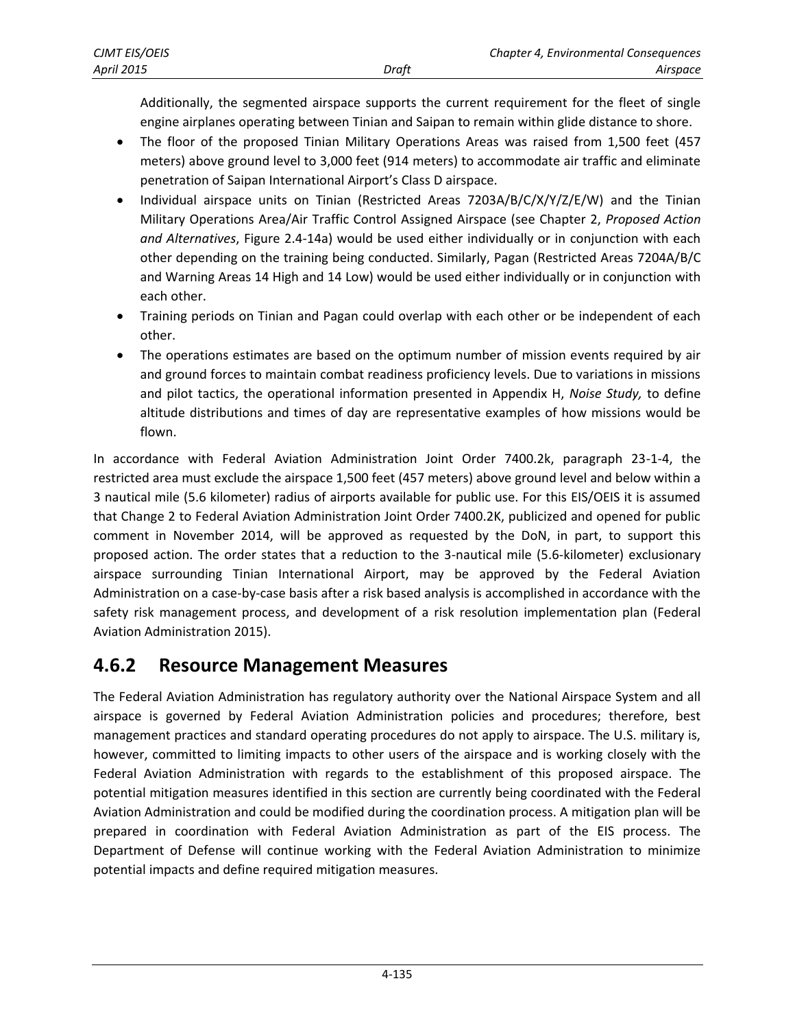Additionally, the segmented airspace supports the current requirement for the fleet of single engine airplanes operating between Tinian and Saipan to remain within glide distance to shore.

- The floor of the proposed Tinian Military Operations Areas was raised from 1,500 feet (457 meters) above ground level to 3,000 feet (914 meters) to accommodate air traffic and eliminate penetration of Saipan International Airport's Class D airspace.
- Individual airspace units on Tinian (Restricted Areas 7203A/B/C/X/Y/Z/E/W) and the Tinian Military Operations Area/Air Traffic Control Assigned Airspace (see Chapter 2, *Proposed Action and Alternatives*, Figure 2.4-14a) would be used either individually or in conjunction with each other depending on the training being conducted. Similarly, Pagan (Restricted Areas 7204A/B/C and Warning Areas 14 High and 14 Low) would be used either individually or in conjunction with each other.
- Training periods on Tinian and Pagan could overlap with each other or be independent of each other.
- The operations estimates are based on the optimum number of mission events required by air and ground forces to maintain combat readiness proficiency levels. Due to variations in missions and pilot tactics, the operational information presented in Appendix H, *Noise Study,* to define altitude distributions and times of day are representative examples of how missions would be flown.

In accordance with Federal Aviation Administration Joint Order 7400.2k, paragraph 23-1-4, the restricted area must exclude the airspace 1,500 feet (457 meters) above ground level and below within a 3 nautical mile (5.6 kilometer) radius of airports available for public use. For this EIS/OEIS it is assumed that Change 2 to Federal Aviation Administration Joint Order 7400.2K, publicized and opened for public comment in November 2014, will be approved as requested by the DoN, in part, to support this proposed action. The order states that a reduction to the 3-nautical mile (5.6-kilometer) exclusionary airspace surrounding Tinian International Airport, may be approved by the Federal Aviation Administration on a case-by-case basis after a risk based analysis is accomplished in accordance with the safety risk management process, and development of a risk resolution implementation plan (Federal Aviation Administration 2015).

## 4.6.2 Resource Management Measures

The Federal Aviation Administration has regulatory authority over the National Airspace System and all airspace is governed by Federal Aviation Administration policies and procedures; therefore, best management practices and standard operating procedures do not apply to airspace. The U.S. military is, however, committed to limiting impacts to other users of the airspace and is working closely with the Federal Aviation Administration with regards to the establishment of this proposed airspace. The potential mitigation measures identified in this section are currently being coordinated with the Federal Aviation Administration and could be modified during the coordination process. A mitigation plan will be prepared in coordination with Federal Aviation Administration as part of the EIS process. The Department of Defense will continue working with the Federal Aviation Administration to minimize potential impacts and define required mitigation measures.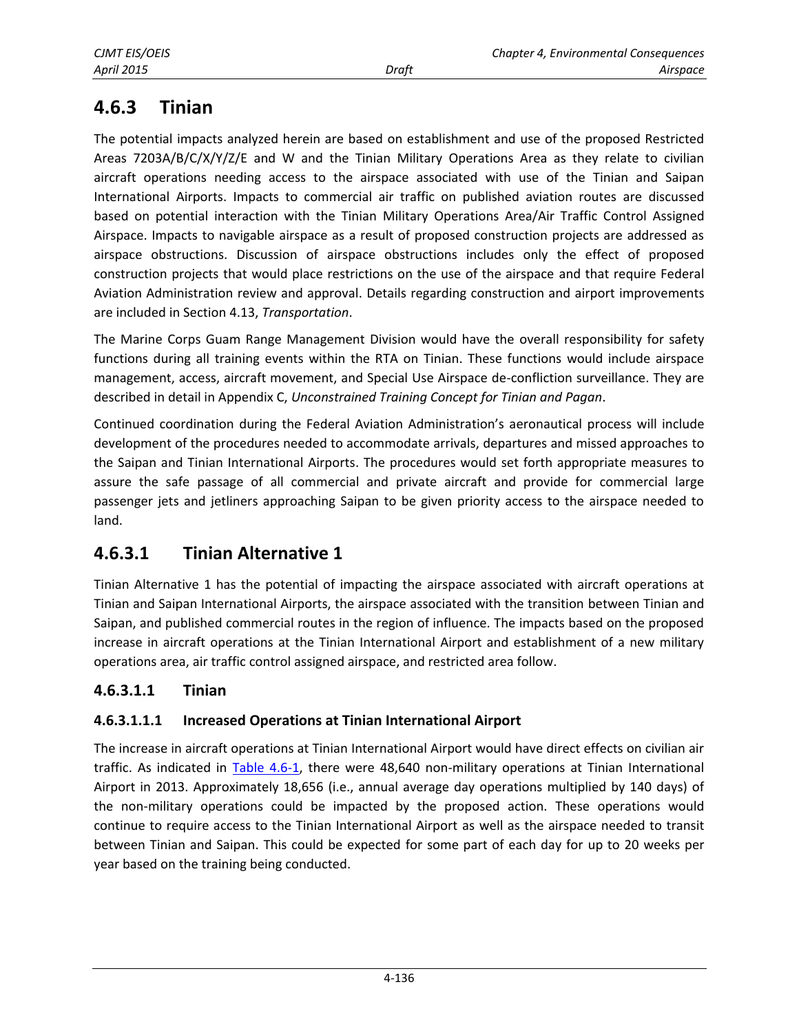# 4.6.3 Tinian

The potential impacts analyzed herein are based on establishment and use of the proposed Restricted Areas 7203A/B/C/X/Y/Z/E and W and the Tinian Military Operations Area as they relate to civilian aircraft operations needing access to the airspace associated with use of the Tinian and Saipan International Airports. Impacts to commercial air traffic on published aviation routes are discussed based on potential interaction with the Tinian Military Operations Area/Air Traffic Control Assigned Airspace. Impacts to navigable airspace as a result of proposed construction projects are addressed as airspace obstructions. Discussion of airspace obstructions includes only the effect of proposed construction projects that would place restrictions on the use of the airspace and that require Federal Aviation Administration review and approval. Details regarding construction and airport improvements are included in Section 4.13, *Transportation*.

The Marine Corps Guam Range Management Division would have the overall responsibility for safety functions during all training events within the RTA on Tinian. These functions would include airspace management, access, aircraft movement, and Special Use Airspace de-confliction surveillance. They are described in detail in Appendix C, *Unconstrained Training Concept for Tinian and Pagan*.

Continued coordination during the Federal Aviation Administration's aeronautical process will include development of the procedures needed to accommodate arrivals, departures and missed approaches to the Saipan and Tinian International Airports. The procedures would set forth appropriate measures to assure the safe passage of all commercial and private aircraft and provide for commercial large passenger jets and jetliners approaching Saipan to be given priority access to the airspace needed to land.

## 4.6.3.1 Tinian Alternative 1

Tinian Alternative 1 has the potential of impacting the airspace associated with aircraft operations at Tinian and Saipan International Airports, the airspace associated with the transition between Tinian and Saipan, and published commercial routes in the region of influence. The impacts based on the proposed increase in aircraft operations at the Tinian International Airport and establishment of a new military operations area, air traffic control assigned airspace, and restricted area follow.

### 4.6.3.1.1 Tinian

#### 4.6.3.1.1.1 Increased Operations at Tinian International Airport

The increase in aircraft operations at Tinian International Airport would have direct effects on civilian air traffic. As indicated in Table 4.6-1, there were 48,640 non-military operations at Tinian International Airport in 2013. Approximately 18,656 (i.e., annual average day operations multiplied by 140 days) of the non-military operations could be impacted by the proposed action. These operations would continue to require access to the Tinian International Airport as well as the airspace needed to transit between Tinian and Saipan. This could be expected for some part of each day for up to 20 weeks per year based on the training being conducted.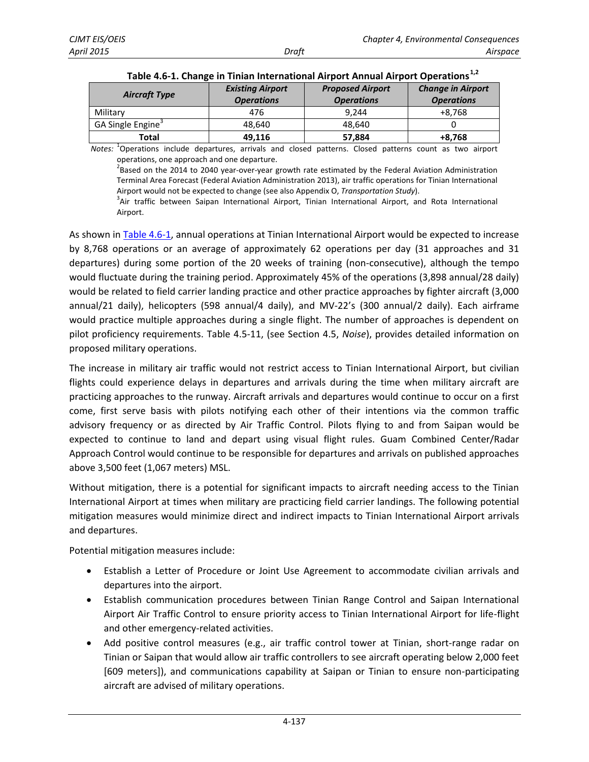**Table 4.6-1. Change in Tinian International Airport Annual Airport Operations[1,2]**

| Aircraft Type | Existing Airport Operations | Proposed Airport Operations | Change in Airport Operations |
|---|---|---|---|
| Military | 476 | 9,244 | +8,768 |
| GA Single Engine[3] | 48,640 | 48,640 | 0 |
| **Total** | **49,116** | **57,884** | **+8,768** |

*Notes:* [1]Operations include departures, arrivals and closed patterns. Closed patterns count as two airport operations, one approach and one departure.

[2]Based on the 2014 to 2040 year-over-year growth rate estimated by the Federal Aviation Administration Terminal Area Forecast (Federal Aviation Administration 2013), air traffic operations for Tinian International Airport would not be expected to change (see also Appendix O, *Transportation Study*).

[3]Air traffic between Saipan International Airport, Tinian International Airport, and Rota International Airport.

As shown in Table 4.6-1, annual operations at Tinian International Airport would be expected to increase by 8,768 operations or an average of approximately 62 operations per day (31 approaches and 31 departures) during some portion of the 20 weeks of training (non-consecutive), although the tempo would fluctuate during the training period. Approximately 45% of the operations (3,898 annual/28 daily) would be related to field carrier landing practice and other practice approaches by fighter aircraft (3,000 annual/21 daily), helicopters (598 annual/4 daily), and MV-22's (300 annual/2 daily). Each airframe would practice multiple approaches during a single flight. The number of approaches is dependent on pilot proficiency requirements. Table 4.5-11, (see Section 4.5, *Noise*), provides detailed information on proposed military operations.

The increase in military air traffic would not restrict access to Tinian International Airport, but civilian flights could experience delays in departures and arrivals during the time when military aircraft are practicing approaches to the runway. Aircraft arrivals and departures would continue to occur on a first come, first serve basis with pilots notifying each other of their intentions via the common traffic advisory frequency or as directed by Air Traffic Control. Pilots flying to and from Saipan would be expected to continue to land and depart using visual flight rules. Guam Combined Center/Radar Approach Control would continue to be responsible for departures and arrivals on published approaches above 3,500 feet (1,067 meters) MSL.

Without mitigation, there is a potential for significant impacts to aircraft needing access to the Tinian International Airport at times when military are practicing field carrier landings. The following potential mitigation measures would minimize direct and indirect impacts to Tinian International Airport arrivals and departures.

Potential mitigation measures include:

- Establish a Letter of Procedure or Joint Use Agreement to accommodate civilian arrivals and departures into the airport.
- Establish communication procedures between Tinian Range Control and Saipan International Airport Air Traffic Control to ensure priority access to Tinian International Airport for life-flight and other emergency-related activities.
- Add positive control measures (e.g., air traffic control tower at Tinian, short-range radar on Tinian or Saipan that would allow air traffic controllers to see aircraft operating below 2,000 feet [609 meters]), and communications capability at Saipan or Tinian to ensure non-participating aircraft are advised of military operations.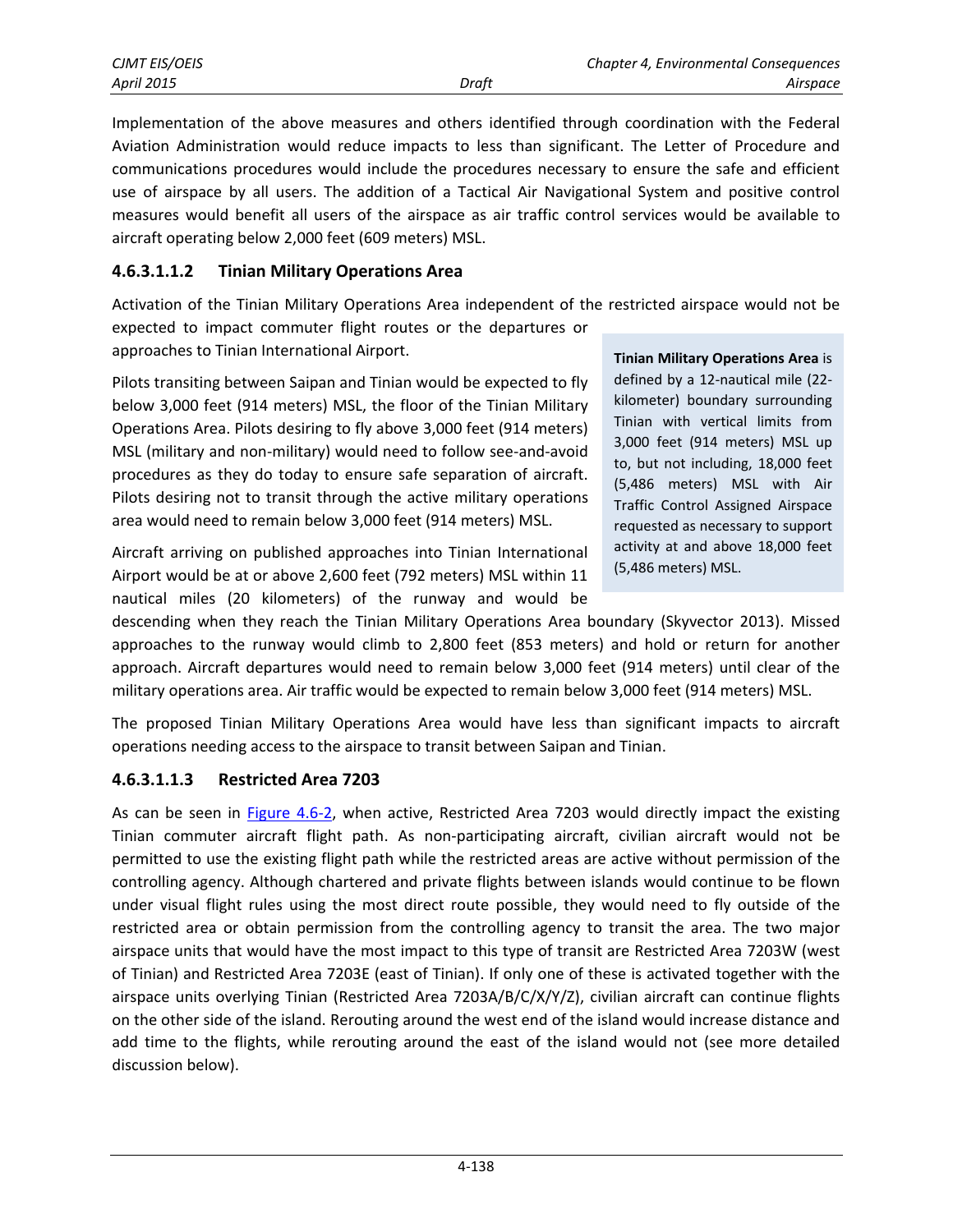Implementation of the above measures and others identified through coordination with the Federal Aviation Administration would reduce impacts to less than significant. The Letter of Procedure and communications procedures would include the procedures necessary to ensure the safe and efficient use of airspace by all users. The addition of a Tactical Air Navigational System and positive control measures would benefit all users of the airspace as air traffic control services would be available to aircraft operating below 2,000 feet (609 meters) MSL.

#### 4.6.3.1.1.2 Tinian Military Operations Area

Activation of the Tinian Military Operations Area independent of the restricted airspace would not be expected to impact commuter flight routes or the departures or approaches to Tinian International Airport.

> **Tinian Military Operations Area** is defined by a 12-nautical mile (22-kilometer) boundary surrounding Tinian with vertical limits from 3,000 feet (914 meters) MSL up to, but not including, 18,000 feet (5,486 meters) MSL with Air Traffic Control Assigned Airspace requested as necessary to support activity at and above 18,000 feet (5,486 meters) MSL.

Pilots transiting between Saipan and Tinian would be expected to fly below 3,000 feet (914 meters) MSL, the floor of the Tinian Military Operations Area. Pilots desiring to fly above 3,000 feet (914 meters) MSL (military and non-military) would need to follow see-and-avoid procedures as they do today to ensure safe separation of aircraft. Pilots desiring not to transit through the active military operations area would need to remain below 3,000 feet (914 meters) MSL.

Aircraft arriving on published approaches into Tinian International Airport would be at or above 2,600 feet (792 meters) MSL within 11 nautical miles (20 kilometers) of the runway and would be descending when they reach the Tinian Military Operations Area boundary (Skyvector 2013). Missed approaches to the runway would climb to 2,800 feet (853 meters) and hold or return for another approach. Aircraft departures would need to remain below 3,000 feet (914 meters) until clear of the military operations area. Air traffic would be expected to remain below 3,000 feet (914 meters) MSL.

The proposed Tinian Military Operations Area would have less than significant impacts to aircraft operations needing access to the airspace to transit between Saipan and Tinian.

#### 4.6.3.1.1.3 Restricted Area 7203

As can be seen in Figure 4.6-2, when active, Restricted Area 7203 would directly impact the existing Tinian commuter aircraft flight path. As non-participating aircraft, civilian aircraft would not be permitted to use the existing flight path while the restricted areas are active without permission of the controlling agency. Although chartered and private flights between islands would continue to be flown under visual flight rules using the most direct route possible, they would need to fly outside of the restricted area or obtain permission from the controlling agency to transit the area. The two major airspace units that would have the most impact to this type of transit are Restricted Area 7203W (west of Tinian) and Restricted Area 7203E (east of Tinian). If only one of these is activated together with the airspace units overlying Tinian (Restricted Area 7203A/B/C/X/Y/Z), civilian aircraft can continue flights on the other side of the island. Rerouting around the west end of the island would increase distance and add time to the flights, while rerouting around the east of the island would not (see more detailed discussion below).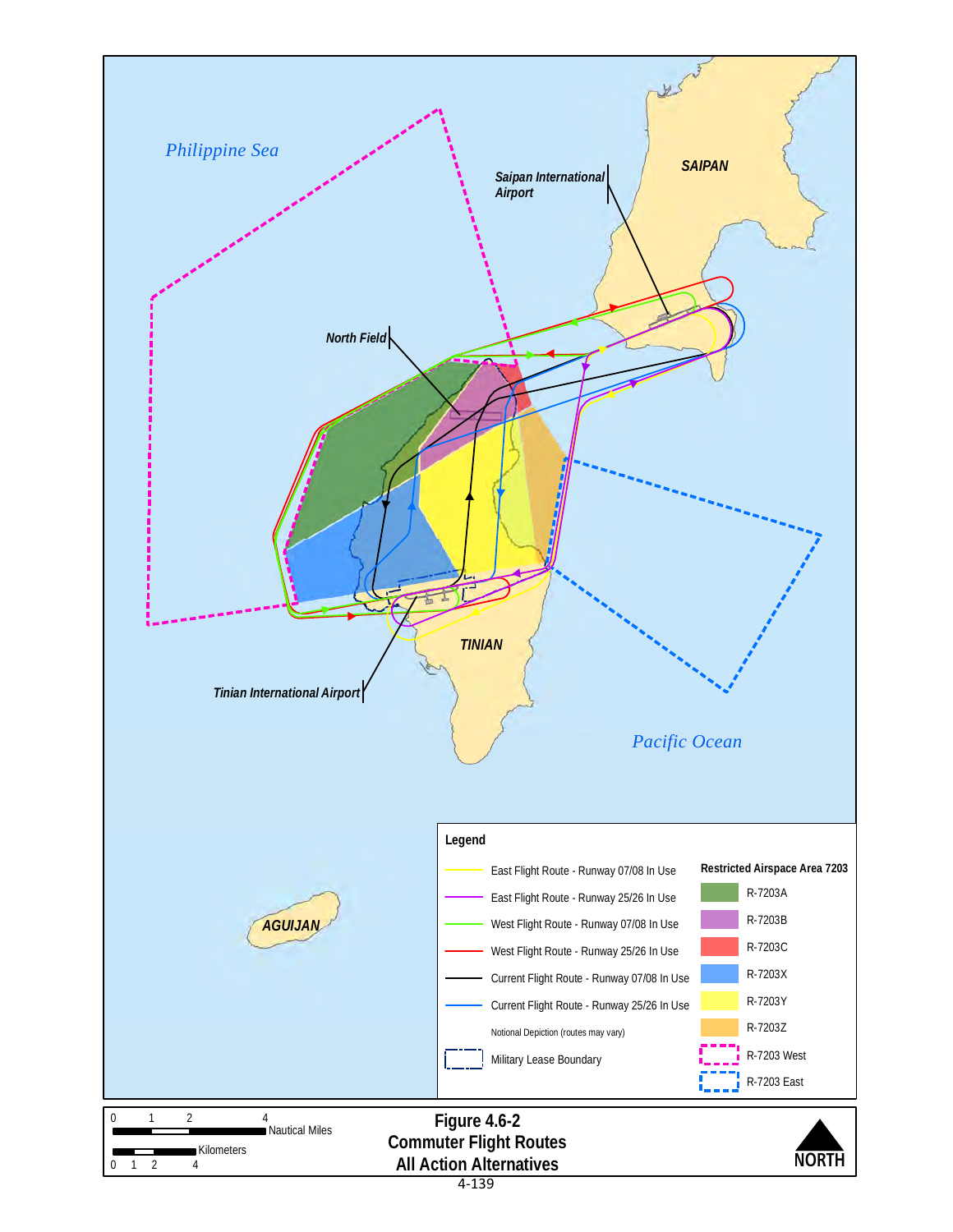Philippine Sea

Saipan International Airport

SAIPAN

North Field

TINIAN

Tinian International Airport

Pacific Ocean

AGUIJAN

**Legend**

- East Flight Route - Runway 07/08 In Use
- East Flight Route - Runway 25/26 In Use
- West Flight Route - Runway 07/08 In Use
- West Flight Route - Runway 25/26 In Use
- Current Flight Route - Runway 07/08 In Use
- Current Flight Route - Runway 25/26 In Use

Notional Depiction (routes may vary)

- Military Lease Boundary

**Restricted Airspace Area 7203**

- R-7203A
- R-7203B
- R-7203C
- R-7203X
- R-7203Y
- R-7203Z
- R-7203 West
- R-7203 East

0 1 2 4 Nautical Miles

0 1 2 4 Kilometers

NORTH

**Figure 4.6-2**
**Commuter Flight Routes**
**All Action Alternatives**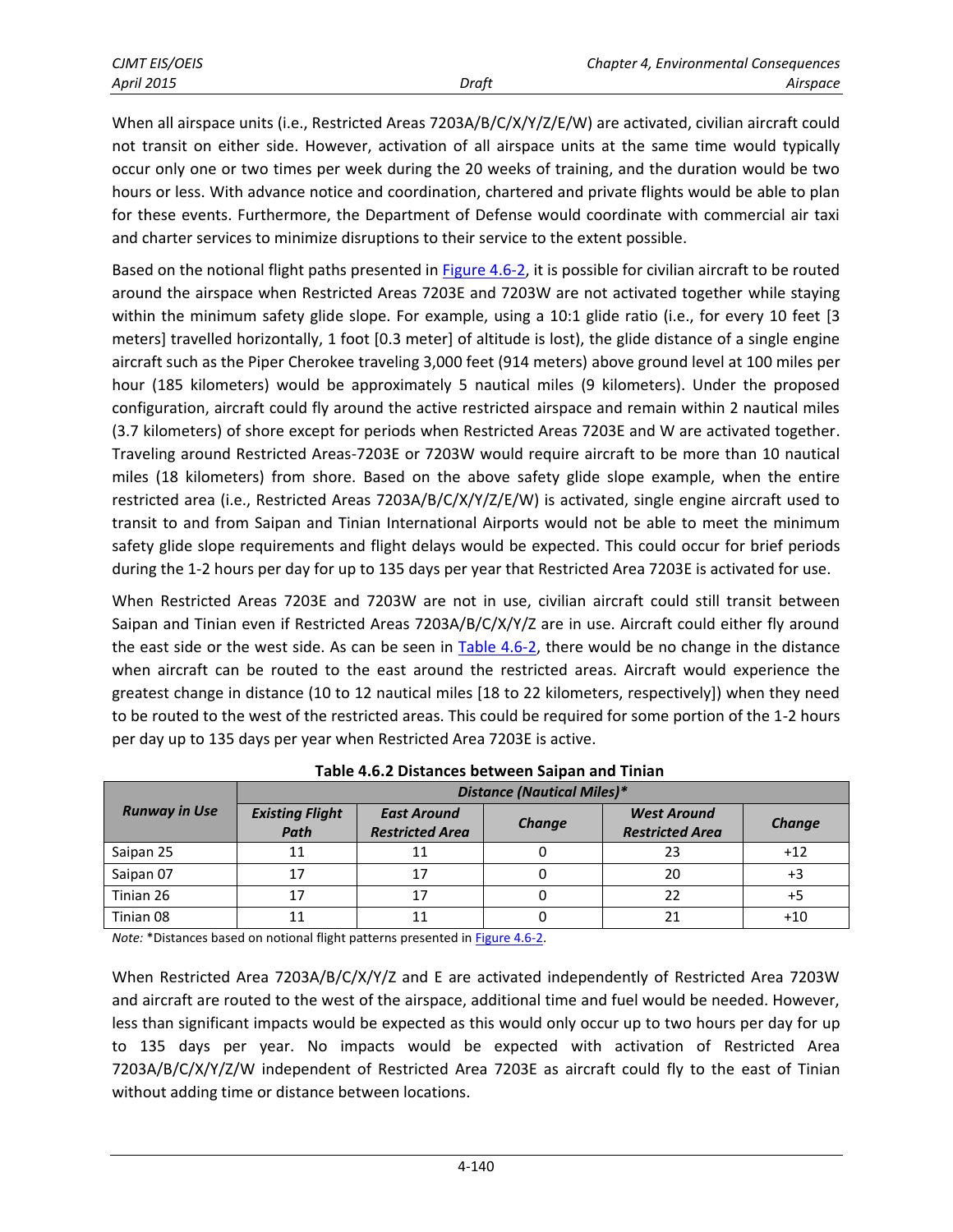When all airspace units (i.e., Restricted Areas 7203A/B/C/X/Y/Z/E/W) are activated, civilian aircraft could not transit on either side. However, activation of all airspace units at the same time would typically occur only one or two times per week during the 20 weeks of training, and the duration would be two hours or less. With advance notice and coordination, chartered and private flights would be able to plan for these events. Furthermore, the Department of Defense would coordinate with commercial air taxi and charter services to minimize disruptions to their service to the extent possible.

Based on the notional flight paths presented in Figure 4.6-2, it is possible for civilian aircraft to be routed around the airspace when Restricted Areas 7203E and 7203W are not activated together while staying within the minimum safety glide slope. For example, using a 10:1 glide ratio (i.e., for every 10 feet [3 meters] travelled horizontally, 1 foot [0.3 meter] of altitude is lost), the glide distance of a single engine aircraft such as the Piper Cherokee traveling 3,000 feet (914 meters) above ground level at 100 miles per hour (185 kilometers) would be approximately 5 nautical miles (9 kilometers). Under the proposed configuration, aircraft could fly around the active restricted airspace and remain within 2 nautical miles (3.7 kilometers) of shore except for periods when Restricted Areas 7203E and W are activated together. Traveling around Restricted Areas-7203E or 7203W would require aircraft to be more than 10 nautical miles (18 kilometers) from shore. Based on the above safety glide slope example, when the entire restricted area (i.e., Restricted Areas 7203A/B/C/X/Y/Z/E/W) is activated, single engine aircraft used to transit to and from Saipan and Tinian International Airports would not be able to meet the minimum safety glide slope requirements and flight delays would be expected. This could occur for brief periods during the 1-2 hours per day for up to 135 days per year that Restricted Area 7203E is activated for use.

When Restricted Areas 7203E and 7203W are not in use, civilian aircraft could still transit between Saipan and Tinian even if Restricted Areas 7203A/B/C/X/Y/Z are in use. Aircraft could either fly around the east side or the west side. As can be seen in Table 4.6-2, there would be no change in the distance when aircraft can be routed to the east around the restricted areas. Aircraft would experience the greatest change in distance (10 to 12 nautical miles [18 to 22 kilometers, respectively]) when they need to be routed to the west of the restricted areas. This could be required for some portion of the 1-2 hours per day up to 135 days per year when Restricted Area 7203E is active.

**Table 4.6.2 Distances between Saipan and Tinian**

| *Runway in Use* | *Distance (Nautical Miles)\** | | | | |
|---|---|---|---|---|---|
| | *Existing Flight Path* | *East Around Restricted Area* | *Change* | *West Around Restricted Area* | *Change* |
| Saipan 25 | 11 | 11 | 0 | 23 | +12 |
| Saipan 07 | 17 | 17 | 0 | 20 | +3 |
| Tinian 26 | 17 | 17 | 0 | 22 | +5 |
| Tinian 08 | 11 | 11 | 0 | 21 | +10 |

*Note:* *Distances based on notional flight patterns presented in Figure 4.6-2.

When Restricted Area 7203A/B/C/X/Y/Z and E are activated independently of Restricted Area 7203W and aircraft are routed to the west of the airspace, additional time and fuel would be needed. However, less than significant impacts would be expected as this would only occur up to two hours per day for up to 135 days per year. No impacts would be expected with activation of Restricted Area 7203A/B/C/X/Y/Z/W independent of Restricted Area 7203E as aircraft could fly to the east of Tinian without adding time or distance between locations.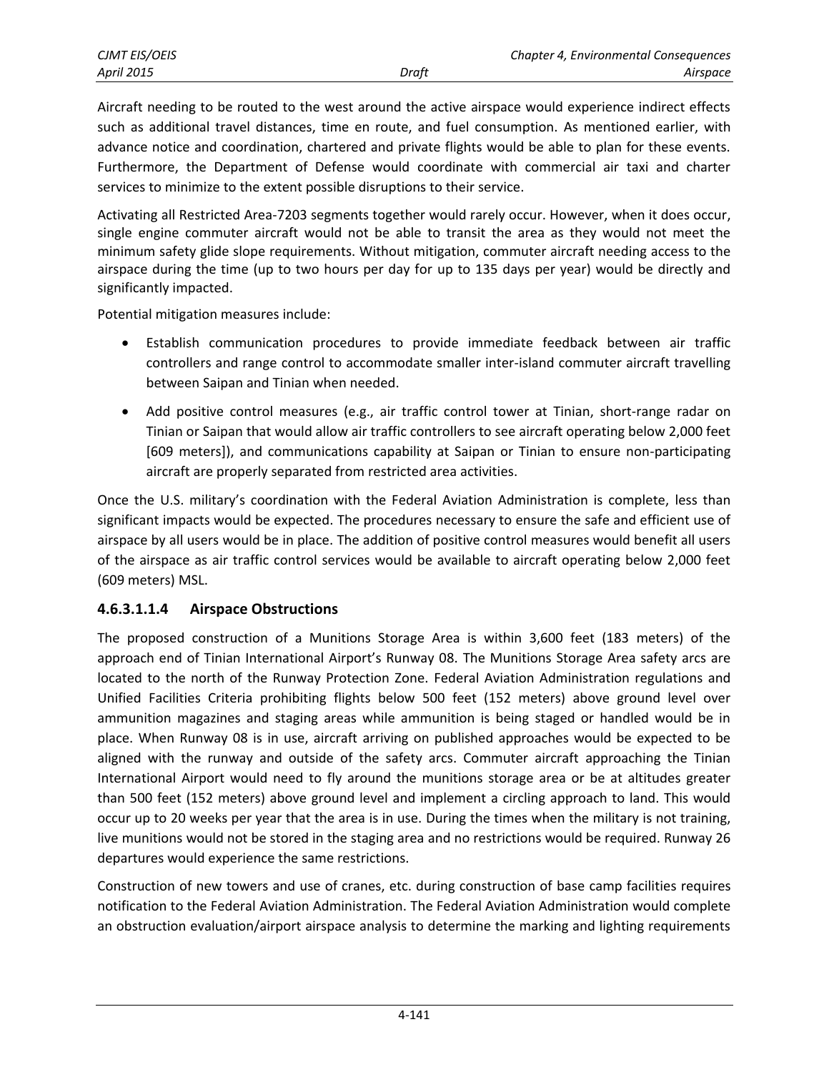Aircraft needing to be routed to the west around the active airspace would experience indirect effects such as additional travel distances, time en route, and fuel consumption. As mentioned earlier, with advance notice and coordination, chartered and private flights would be able to plan for these events. Furthermore, the Department of Defense would coordinate with commercial air taxi and charter services to minimize to the extent possible disruptions to their service.

Activating all Restricted Area-7203 segments together would rarely occur. However, when it does occur, single engine commuter aircraft would not be able to transit the area as they would not meet the minimum safety glide slope requirements. Without mitigation, commuter aircraft needing access to the airspace during the time (up to two hours per day for up to 135 days per year) would be directly and significantly impacted.

Potential mitigation measures include:

- Establish communication procedures to provide immediate feedback between air traffic controllers and range control to accommodate smaller inter-island commuter aircraft travelling between Saipan and Tinian when needed.
- Add positive control measures (e.g., air traffic control tower at Tinian, short-range radar on Tinian or Saipan that would allow air traffic controllers to see aircraft operating below 2,000 feet [609 meters]), and communications capability at Saipan or Tinian to ensure non-participating aircraft are properly separated from restricted area activities.

Once the U.S. military's coordination with the Federal Aviation Administration is complete, less than significant impacts would be expected. The procedures necessary to ensure the safe and efficient use of airspace by all users would be in place. The addition of positive control measures would benefit all users of the airspace as air traffic control services would be available to aircraft operating below 2,000 feet (609 meters) MSL.

#### 4.6.3.1.1.4 Airspace Obstructions

The proposed construction of a Munitions Storage Area is within 3,600 feet (183 meters) of the approach end of Tinian International Airport's Runway 08. The Munitions Storage Area safety arcs are located to the north of the Runway Protection Zone. Federal Aviation Administration regulations and Unified Facilities Criteria prohibiting flights below 500 feet (152 meters) above ground level over ammunition magazines and staging areas while ammunition is being staged or handled would be in place. When Runway 08 is in use, aircraft arriving on published approaches would be expected to be aligned with the runway and outside of the safety arcs. Commuter aircraft approaching the Tinian International Airport would need to fly around the munitions storage area or be at altitudes greater than 500 feet (152 meters) above ground level and implement a circling approach to land. This would occur up to 20 weeks per year that the area is in use. During the times when the military is not training, live munitions would not be stored in the staging area and no restrictions would be required. Runway 26 departures would experience the same restrictions.

Construction of new towers and use of cranes, etc. during construction of base camp facilities requires notification to the Federal Aviation Administration. The Federal Aviation Administration would complete an obstruction evaluation/airport airspace analysis to determine the marking and lighting requirements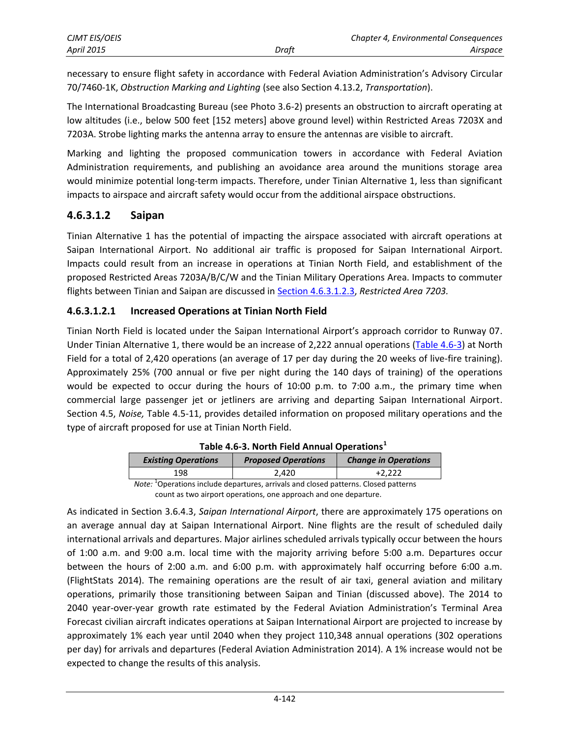necessary to ensure flight safety in accordance with Federal Aviation Administration's Advisory Circular 70/7460-1K, *Obstruction Marking and Lighting* (see also Section 4.13.2, *Transportation*).

The International Broadcasting Bureau (see Photo 3.6-2) presents an obstruction to aircraft operating at low altitudes (i.e., below 500 feet [152 meters] above ground level) within Restricted Areas 7203X and 7203A. Strobe lighting marks the antenna array to ensure the antennas are visible to aircraft.

Marking and lighting the proposed communication towers in accordance with Federal Aviation Administration requirements, and publishing an avoidance area around the munitions storage area would minimize potential long-term impacts. Therefore, under Tinian Alternative 1, less than significant impacts to airspace and aircraft safety would occur from the additional airspace obstructions.

## 4.6.3.1.2 Saipan

Tinian Alternative 1 has the potential of impacting the airspace associated with aircraft operations at Saipan International Airport. No additional air traffic is proposed for Saipan International Airport. Impacts could result from an increase in operations at Tinian North Field, and establishment of the proposed Restricted Areas 7203A/B/C/W and the Tinian Military Operations Area. Impacts to commuter flights between Tinian and Saipan are discussed in Section 4.6.3.1.2.3, *Restricted Area 7203.*

### 4.6.3.1.2.1 Increased Operations at Tinian North Field

Tinian North Field is located under the Saipan International Airport's approach corridor to Runway 07. Under Tinian Alternative 1, there would be an increase of 2,222 annual operations (Table 4.6-3) at North Field for a total of 2,420 operations (an average of 17 per day during the 20 weeks of live-fire training). Approximately 25% (700 annual or five per night during the 140 days of training) of the operations would be expected to occur during the hours of 10:00 p.m. to 7:00 a.m., the primary time when commercial large passenger jet or jetliners are arriving and departing Saipan International Airport. Section 4.5, *Noise,* Table 4.5-11, provides detailed information on proposed military operations and the type of aircraft proposed for use at Tinian North Field.

**Table 4.6-3. North Field Annual Operations[1]**

| *Existing Operations* | *Proposed Operations* | *Change in Operations* |
|---|---|---|
| 198 | 2,420 | +2,222 |

*Note:* [1]Operations include departures, arrivals and closed patterns. Closed patterns count as two airport operations, one approach and one departure.

As indicated in Section 3.6.4.3, *Saipan International Airport*, there are approximately 175 operations on an average annual day at Saipan International Airport. Nine flights are the result of scheduled daily international arrivals and departures. Major airlines scheduled arrivals typically occur between the hours of 1:00 a.m. and 9:00 a.m. local time with the majority arriving before 5:00 a.m. Departures occur between the hours of 2:00 a.m. and 6:00 p.m. with approximately half occurring before 6:00 a.m. (FlightStats 2014). The remaining operations are the result of air taxi, general aviation and military operations, primarily those transitioning between Saipan and Tinian (discussed above). The 2014 to 2040 year-over-year growth rate estimated by the Federal Aviation Administration's Terminal Area Forecast civilian aircraft indicates operations at Saipan International Airport are projected to increase by approximately 1% each year until 2040 when they project 110,348 annual operations (302 operations per day) for arrivals and departures (Federal Aviation Administration 2014). A 1% increase would not be expected to change the results of this analysis.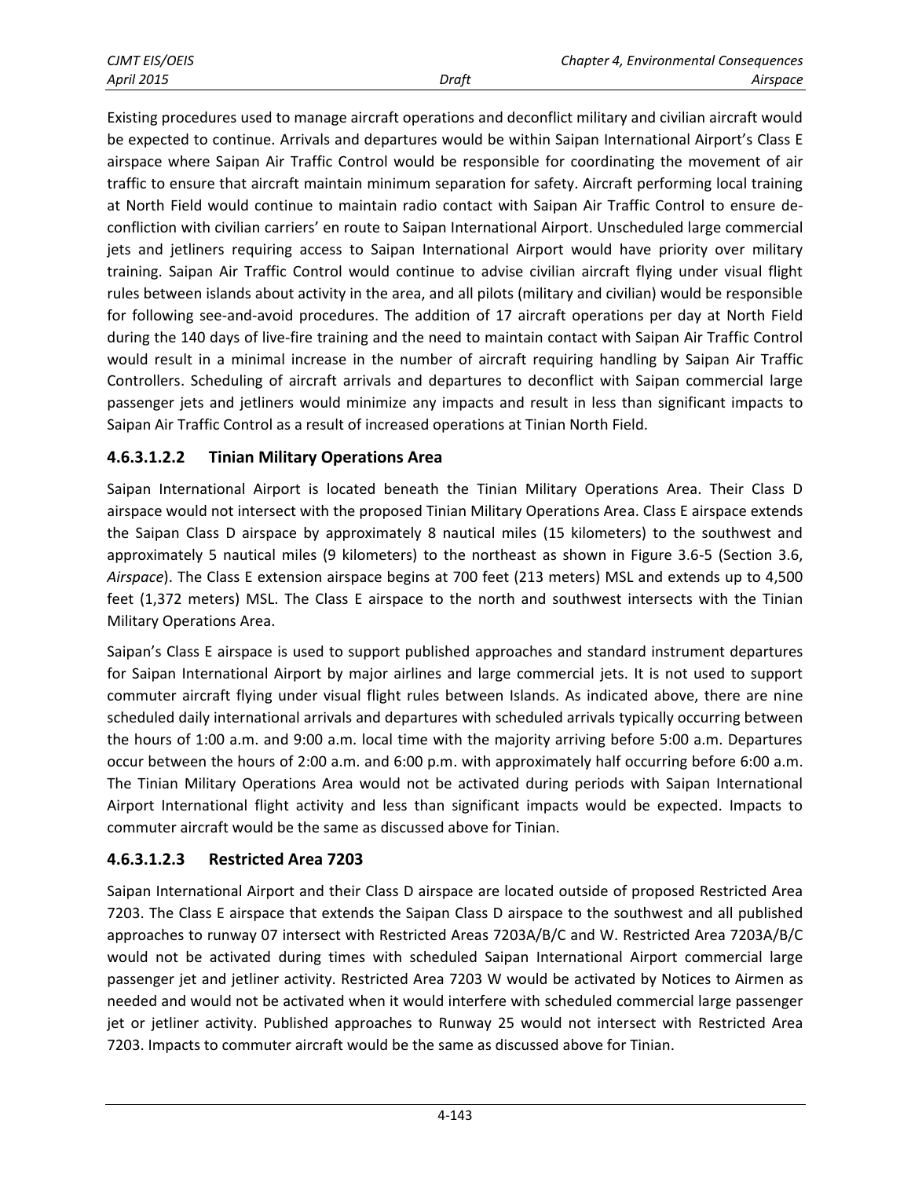Existing procedures used to manage aircraft operations and deconflict military and civilian aircraft would be expected to continue. Arrivals and departures would be within Saipan International Airport's Class E airspace where Saipan Air Traffic Control would be responsible for coordinating the movement of air traffic to ensure that aircraft maintain minimum separation for safety. Aircraft performing local training at North Field would continue to maintain radio contact with Saipan Air Traffic Control to ensure de-confliction with civilian carriers' en route to Saipan International Airport. Unscheduled large commercial jets and jetliners requiring access to Saipan International Airport would have priority over military training. Saipan Air Traffic Control would continue to advise civilian aircraft flying under visual flight rules between islands about activity in the area, and all pilots (military and civilian) would be responsible for following see-and-avoid procedures. The addition of 17 aircraft operations per day at North Field during the 140 days of live-fire training and the need to maintain contact with Saipan Air Traffic Control would result in a minimal increase in the number of aircraft requiring handling by Saipan Air Traffic Controllers. Scheduling of aircraft arrivals and departures to deconflict with Saipan commercial large passenger jets and jetliners would minimize any impacts and result in less than significant impacts to Saipan Air Traffic Control as a result of increased operations at Tinian North Field.

#### 4.6.3.1.2.2 Tinian Military Operations Area

Saipan International Airport is located beneath the Tinian Military Operations Area. Their Class D airspace would not intersect with the proposed Tinian Military Operations Area. Class E airspace extends the Saipan Class D airspace by approximately 8 nautical miles (15 kilometers) to the southwest and approximately 5 nautical miles (9 kilometers) to the northeast as shown in Figure 3.6-5 (Section 3.6, *Airspace*). The Class E extension airspace begins at 700 feet (213 meters) MSL and extends up to 4,500 feet (1,372 meters) MSL. The Class E airspace to the north and southwest intersects with the Tinian Military Operations Area.

Saipan's Class E airspace is used to support published approaches and standard instrument departures for Saipan International Airport by major airlines and large commercial jets. It is not used to support commuter aircraft flying under visual flight rules between Islands. As indicated above, there are nine scheduled daily international arrivals and departures with scheduled arrivals typically occurring between the hours of 1:00 a.m. and 9:00 a.m. local time with the majority arriving before 5:00 a.m. Departures occur between the hours of 2:00 a.m. and 6:00 p.m. with approximately half occurring before 6:00 a.m. The Tinian Military Operations Area would not be activated during periods with Saipan International Airport International flight activity and less than significant impacts would be expected. Impacts to commuter aircraft would be the same as discussed above for Tinian.

#### 4.6.3.1.2.3 Restricted Area 7203

Saipan International Airport and their Class D airspace are located outside of proposed Restricted Area 7203. The Class E airspace that extends the Saipan Class D airspace to the southwest and all published approaches to runway 07 intersect with Restricted Areas 7203A/B/C and W. Restricted Area 7203A/B/C would not be activated during times with scheduled Saipan International Airport commercial large passenger jet and jetliner activity. Restricted Area 7203 W would be activated by Notices to Airmen as needed and would not be activated when it would interfere with scheduled commercial large passenger jet or jetliner activity. Published approaches to Runway 25 would not intersect with Restricted Area 7203. Impacts to commuter aircraft would be the same as discussed above for Tinian.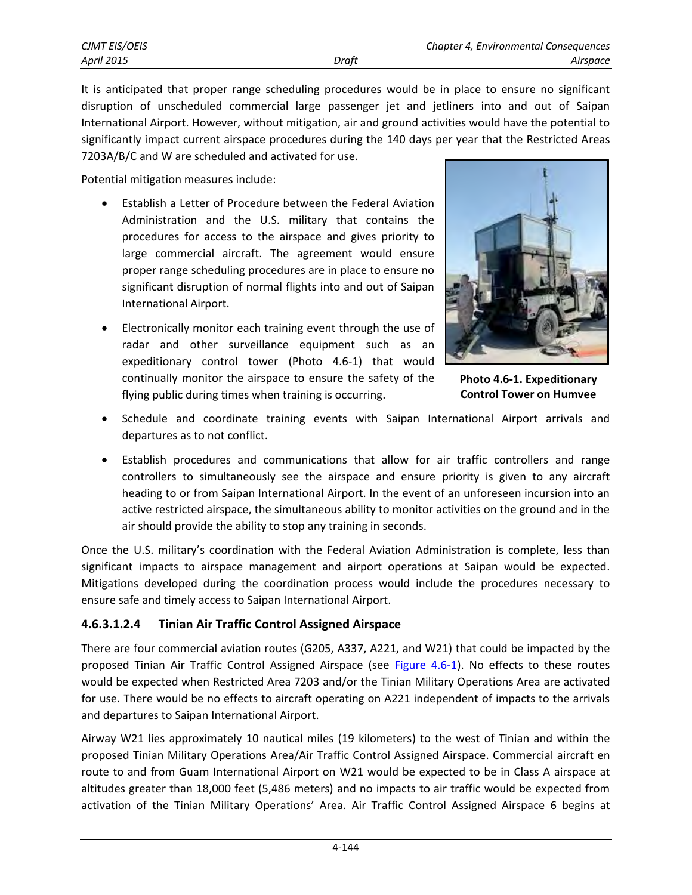It is anticipated that proper range scheduling procedures would be in place to ensure no significant disruption of unscheduled commercial large passenger jet and jetliners into and out of Saipan International Airport. However, without mitigation, air and ground activities would have the potential to significantly impact current airspace procedures during the 140 days per year that the Restricted Areas 7203A/B/C and W are scheduled and activated for use.

Potential mitigation measures include:

- Establish a Letter of Procedure between the Federal Aviation Administration and the U.S. military that contains the procedures for access to the airspace and gives priority to large commercial aircraft. The agreement would ensure proper range scheduling procedures are in place to ensure no significant disruption of normal flights into and out of Saipan International Airport.
- Electronically monitor each training event through the use of radar and other surveillance equipment such as an expeditionary control tower (Photo 4.6-1) that would continually monitor the airspace to ensure the safety of the flying public during times when training is occurring.

**Photo 4.6-1. Expeditionary Control Tower on Humvee**

- Schedule and coordinate training events with Saipan International Airport arrivals and departures as to not conflict.
- Establish procedures and communications that allow for air traffic controllers and range controllers to simultaneously see the airspace and ensure priority is given to any aircraft heading to or from Saipan International Airport. In the event of an unforeseen incursion into an active restricted airspace, the simultaneous ability to monitor activities on the ground and in the air should provide the ability to stop any training in seconds.

Once the U.S. military's coordination with the Federal Aviation Administration is complete, less than significant impacts to airspace management and airport operations at Saipan would be expected. Mitigations developed during the coordination process would include the procedures necessary to ensure safe and timely access to Saipan International Airport.

### 4.6.3.1.2.4 Tinian Air Traffic Control Assigned Airspace

There are four commercial aviation routes (G205, A337, A221, and W21) that could be impacted by the proposed Tinian Air Traffic Control Assigned Airspace (see Figure 4.6-1). No effects to these routes would be expected when Restricted Area 7203 and/or the Tinian Military Operations Area are activated for use. There would be no effects to aircraft operating on A221 independent of impacts to the arrivals and departures to Saipan International Airport.

Airway W21 lies approximately 10 nautical miles (19 kilometers) to the west of Tinian and within the proposed Tinian Military Operations Area/Air Traffic Control Assigned Airspace. Commercial aircraft en route to and from Guam International Airport on W21 would be expected to be in Class A airspace at altitudes greater than 18,000 feet (5,486 meters) and no impacts to air traffic would be expected from activation of the Tinian Military Operations' Area. Air Traffic Control Assigned Airspace 6 begins at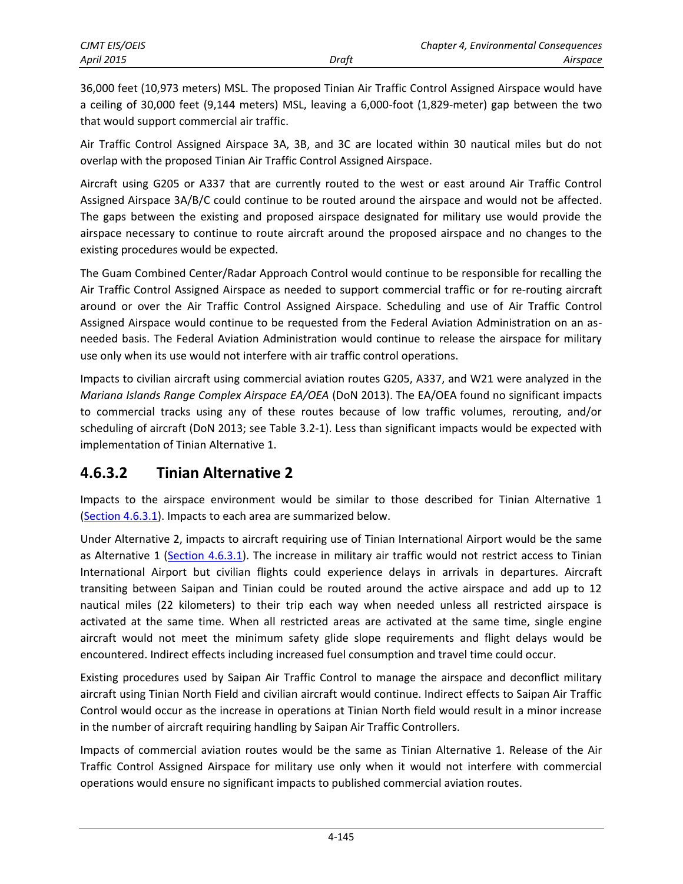36,000 feet (10,973 meters) MSL. The proposed Tinian Air Traffic Control Assigned Airspace would have a ceiling of 30,000 feet (9,144 meters) MSL, leaving a 6,000-foot (1,829-meter) gap between the two that would support commercial air traffic.

Air Traffic Control Assigned Airspace 3A, 3B, and 3C are located within 30 nautical miles but do not overlap with the proposed Tinian Air Traffic Control Assigned Airspace.

Aircraft using G205 or A337 that are currently routed to the west or east around Air Traffic Control Assigned Airspace 3A/B/C could continue to be routed around the airspace and would not be affected. The gaps between the existing and proposed airspace designated for military use would provide the airspace necessary to continue to route aircraft around the proposed airspace and no changes to the existing procedures would be expected.

The Guam Combined Center/Radar Approach Control would continue to be responsible for recalling the Air Traffic Control Assigned Airspace as needed to support commercial traffic or for re-routing aircraft around or over the Air Traffic Control Assigned Airspace. Scheduling and use of Air Traffic Control Assigned Airspace would continue to be requested from the Federal Aviation Administration on an as-needed basis. The Federal Aviation Administration would continue to release the airspace for military use only when its use would not interfere with air traffic control operations.

Impacts to civilian aircraft using commercial aviation routes G205, A337, and W21 were analyzed in the *Mariana Islands Range Complex Airspace EA/OEA* (DoN 2013). The EA/OEA found no significant impacts to commercial tracks using any of these routes because of low traffic volumes, rerouting, and/or scheduling of aircraft (DoN 2013; see Table 3.2-1). Less than significant impacts would be expected with implementation of Tinian Alternative 1.

## 4.6.3.2 Tinian Alternative 2

Impacts to the airspace environment would be similar to those described for Tinian Alternative 1 (Section 4.6.3.1). Impacts to each area are summarized below.

Under Alternative 2, impacts to aircraft requiring use of Tinian International Airport would be the same as Alternative 1 (Section 4.6.3.1). The increase in military air traffic would not restrict access to Tinian International Airport but civilian flights could experience delays in arrivals in departures. Aircraft transiting between Saipan and Tinian could be routed around the active airspace and add up to 12 nautical miles (22 kilometers) to their trip each way when needed unless all restricted airspace is activated at the same time. When all restricted areas are activated at the same time, single engine aircraft would not meet the minimum safety glide slope requirements and flight delays would be encountered. Indirect effects including increased fuel consumption and travel time could occur.

Existing procedures used by Saipan Air Traffic Control to manage the airspace and deconflict military aircraft using Tinian North Field and civilian aircraft would continue. Indirect effects to Saipan Air Traffic Control would occur as the increase in operations at Tinian North field would result in a minor increase in the number of aircraft requiring handling by Saipan Air Traffic Controllers.

Impacts of commercial aviation routes would be the same as Tinian Alternative 1. Release of the Air Traffic Control Assigned Airspace for military use only when it would not interfere with commercial operations would ensure no significant impacts to published commercial aviation routes.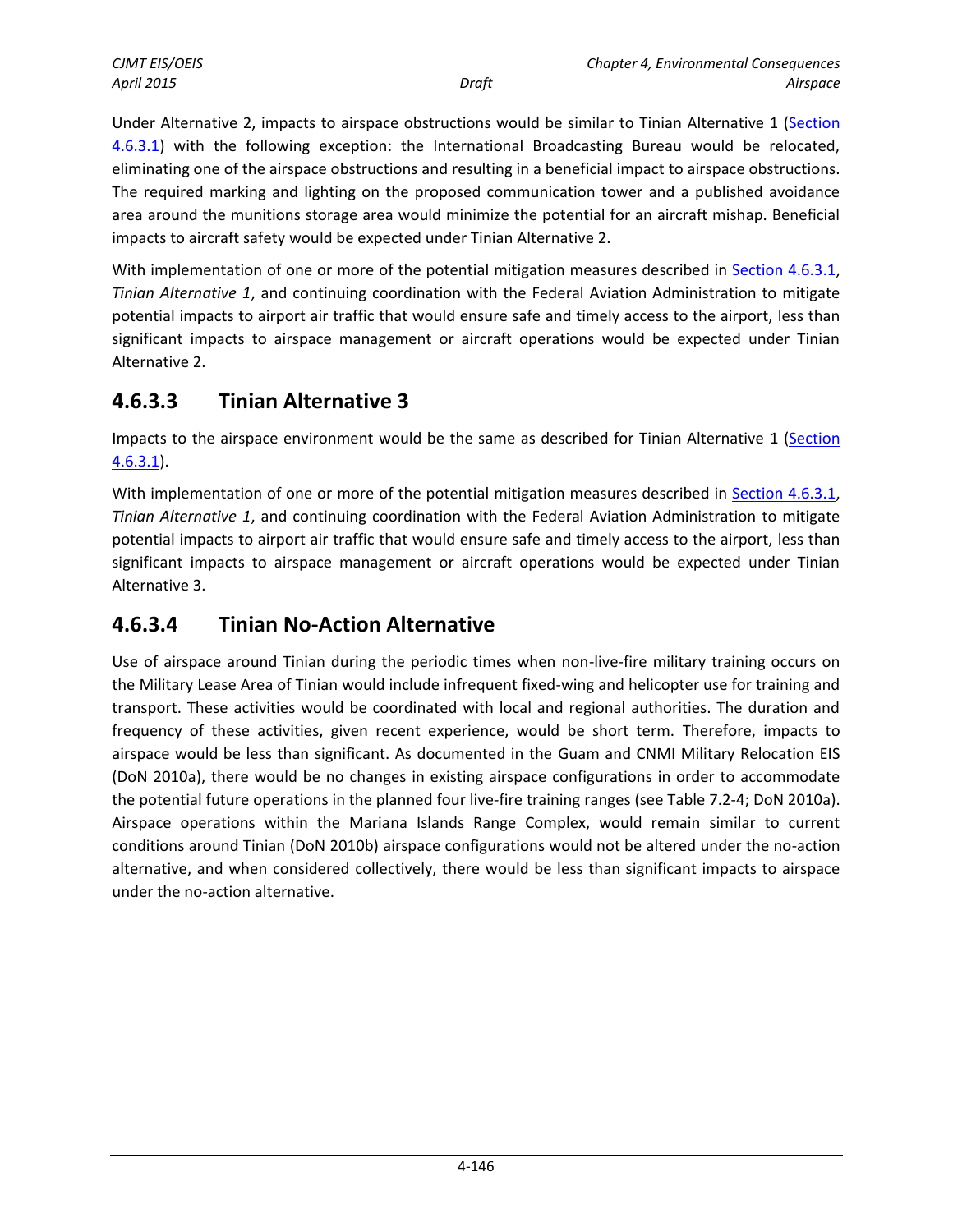Under Alternative 2, impacts to airspace obstructions would be similar to Tinian Alternative 1 (Section 4.6.3.1) with the following exception: the International Broadcasting Bureau would be relocated, eliminating one of the airspace obstructions and resulting in a beneficial impact to airspace obstructions. The required marking and lighting on the proposed communication tower and a published avoidance area around the munitions storage area would minimize the potential for an aircraft mishap. Beneficial impacts to aircraft safety would be expected under Tinian Alternative 2.

With implementation of one or more of the potential mitigation measures described in Section 4.6.3.1, *Tinian Alternative 1*, and continuing coordination with the Federal Aviation Administration to mitigate potential impacts to airport air traffic that would ensure safe and timely access to the airport, less than significant impacts to airspace management or aircraft operations would be expected under Tinian Alternative 2.

### 4.6.3.3 Tinian Alternative 3

Impacts to the airspace environment would be the same as described for Tinian Alternative 1 (Section 4.6.3.1).

With implementation of one or more of the potential mitigation measures described in Section 4.6.3.1, *Tinian Alternative 1*, and continuing coordination with the Federal Aviation Administration to mitigate potential impacts to airport air traffic that would ensure safe and timely access to the airport, less than significant impacts to airspace management or aircraft operations would be expected under Tinian Alternative 3.

### 4.6.3.4 Tinian No-Action Alternative

Use of airspace around Tinian during the periodic times when non-live-fire military training occurs on the Military Lease Area of Tinian would include infrequent fixed-wing and helicopter use for training and transport. These activities would be coordinated with local and regional authorities. The duration and frequency of these activities, given recent experience, would be short term. Therefore, impacts to airspace would be less than significant. As documented in the Guam and CNMI Military Relocation EIS (DoN 2010a), there would be no changes in existing airspace configurations in order to accommodate the potential future operations in the planned four live-fire training ranges (see Table 7.2-4; DoN 2010a). Airspace operations within the Mariana Islands Range Complex, would remain similar to current conditions around Tinian (DoN 2010b) airspace configurations would not be altered under the no-action alternative, and when considered collectively, there would be less than significant impacts to airspace under the no-action alternative.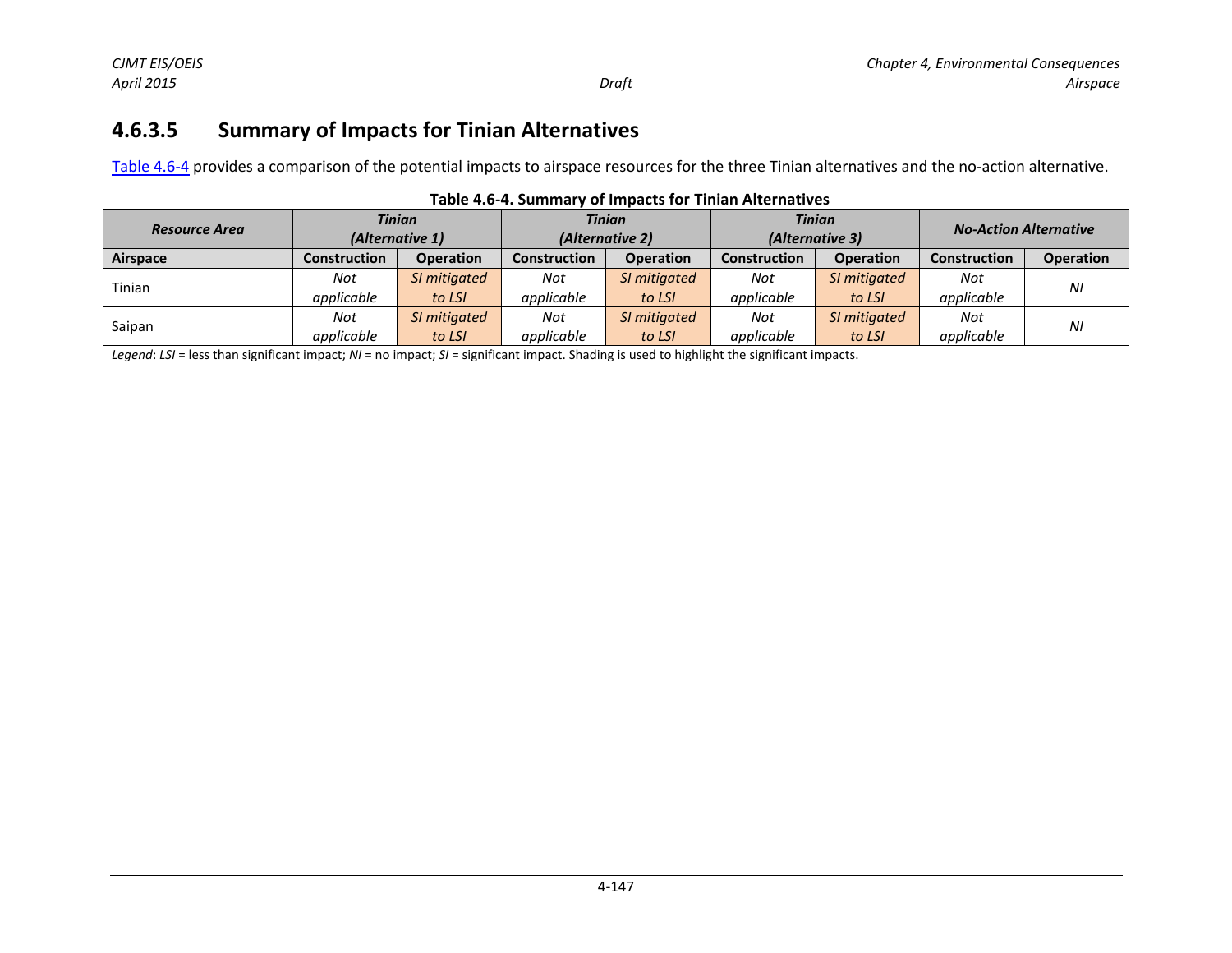### 4.6.3.5 Summary of Impacts for Tinian Alternatives

Table 4.6-4 provides a comparison of the potential impacts to airspace resources for the three Tinian alternatives and the no-action alternative.

**Table 4.6-4. Summary of Impacts for Tinian Alternatives**

| *Resource Area* | *Tinian (Alternative 1)* | | *Tinian (Alternative 2)* | | *Tinian (Alternative 3)* | | *No-Action Alternative* | |
|---|---|---|---|---|---|---|---|---|
| **Airspace** | **Construction** | **Operation** | **Construction** | **Operation** | **Construction** | **Operation** | **Construction** | **Operation** |
| Tinian | *Not applicable* | *SI mitigated to LSI* | *Not applicable* | *SI mitigated to LSI* | *Not applicable* | *SI mitigated to LSI* | *Not applicable* | *NI* |
| Saipan | *Not applicable* | *SI mitigated to LSI* | *Not applicable* | *SI mitigated to LSI* | *Not applicable* | *SI mitigated to LSI* | *Not applicable* | *NI* |

*Legend*: *LSI* = less than significant impact; *NI* = no impact; *SI* = significant impact. Shading is used to highlight the significant impacts.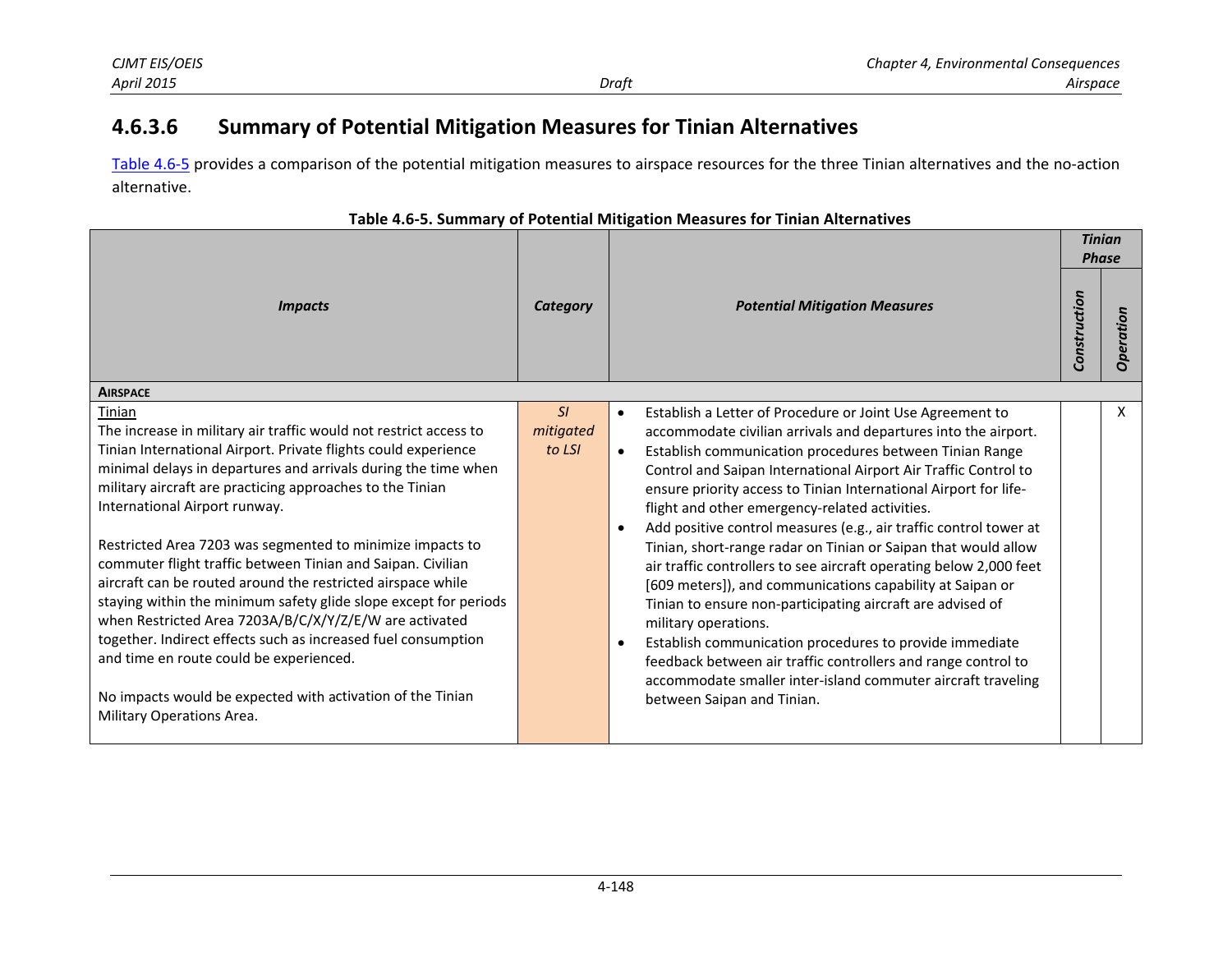### 4.6.3.6 Summary of Potential Mitigation Measures for Tinian Alternatives

Table 4.6-5 provides a comparison of the potential mitigation measures to airspace resources for the three Tinian alternatives and the no-action alternative.

**Table 4.6-5. Summary of Potential Mitigation Measures for Tinian Alternatives**

| *Impacts* | *Category* | *Potential Mitigation Measures* | *Tinian Phase* | |
|---|---|---|---|---|
| | | | *Construction* | *Operation* |
| **AIRSPACE** | | | | |
| Tinian<br>The increase in military air traffic would not restrict access to Tinian International Airport. Private flights could experience minimal delays in departures and arrivals during the time when military aircraft are practicing approaches to the Tinian International Airport runway.<br><br>Restricted Area 7203 was segmented to minimize impacts to commuter flight traffic between Tinian and Saipan. Civilian aircraft can be routed around the restricted airspace while staying within the minimum safety glide slope except for periods when Restricted Area 7203A/B/C/X/Y/Z/E/W are activated together. Indirect effects such as increased fuel consumption and time en route could be experienced.<br><br>No impacts would be expected with activation of the Tinian Military Operations Area. | *SI mitigated to LSI* | • Establish a Letter of Procedure or Joint Use Agreement to accommodate civilian arrivals and departures into the airport.<br>• Establish communication procedures between Tinian Range Control and Saipan International Airport Air Traffic Control to ensure priority access to Tinian International Airport for life-flight and other emergency-related activities.<br>• Add positive control measures (e.g., air traffic control tower at Tinian, short-range radar on Tinian or Saipan that would allow air traffic controllers to see aircraft operating below 2,000 feet [609 meters]), and communications capability at Saipan or Tinian to ensure non-participating aircraft are advised of military operations.<br>• Establish communication procedures to provide immediate feedback between air traffic controllers and range control to accommodate smaller inter-island commuter aircraft traveling between Saipan and Tinian. | | X |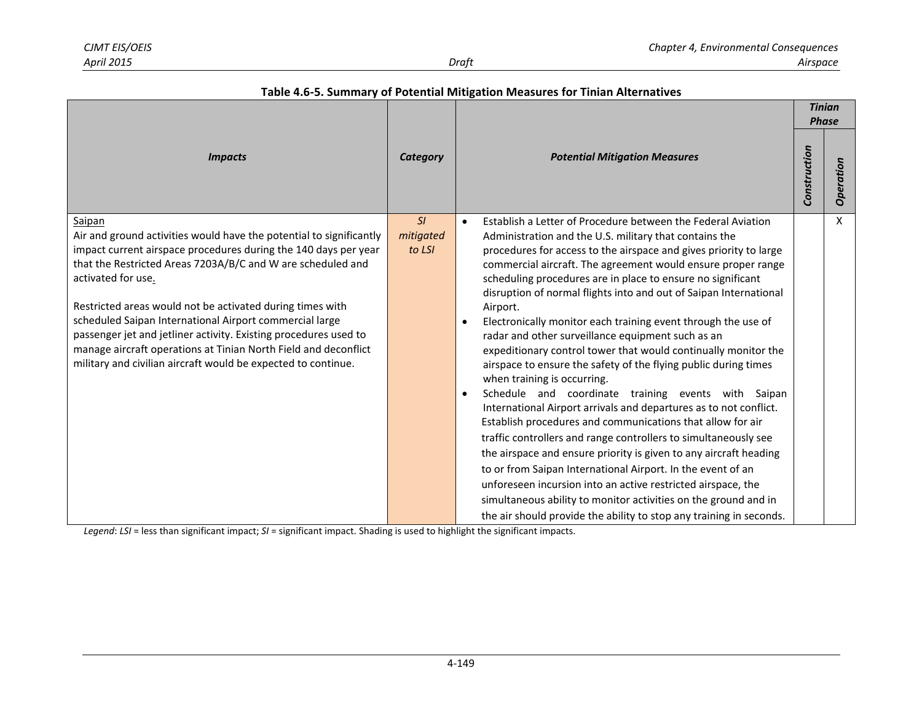**Table 4.6-5. Summary of Potential Mitigation Measures for Tinian Alternatives**

| *Impacts* | *Category* | *Potential Mitigation Measures* | *Tinian Phase* | |
|---|---|---|---|---|
| | | | *Construction* | *Operation* |
| Saipan<br>Air and ground activities would have the potential to significantly impact current airspace procedures during the 140 days per year that the Restricted Areas 7203A/B/C and W are scheduled and activated for use.<br><br>Restricted areas would not be activated during times with scheduled Saipan International Airport commercial large passenger jet and jetliner activity. Existing procedures used to manage aircraft operations at Tinian North Field and deconflict military and civilian aircraft would be expected to continue. | *SI mitigated to LSI* | • Establish a Letter of Procedure between the Federal Aviation Administration and the U.S. military that contains the procedures for access to the airspace and gives priority to large commercial aircraft. The agreement would ensure proper range scheduling procedures are in place to ensure no significant disruption of normal flights into and out of Saipan International Airport.<br>• Electronically monitor each training event through the use of radar and other surveillance equipment such as an expeditionary control tower that would continually monitor the airspace to ensure the safety of the flying public during times when training is occurring.<br>• Schedule and coordinate training events with Saipan International Airport arrivals and departures as to not conflict. Establish procedures and communications that allow for air traffic controllers and range controllers to simultaneously see the airspace and ensure priority is given to any aircraft heading to or from Saipan International Airport. In the event of an unforeseen incursion into an active restricted airspace, the simultaneous ability to monitor activities on the ground and in the air should provide the ability to stop any training in seconds. | | X |

*Legend*: *LSI* = less than significant impact; *SI* = significant impact. Shading is used to highlight the significant impacts.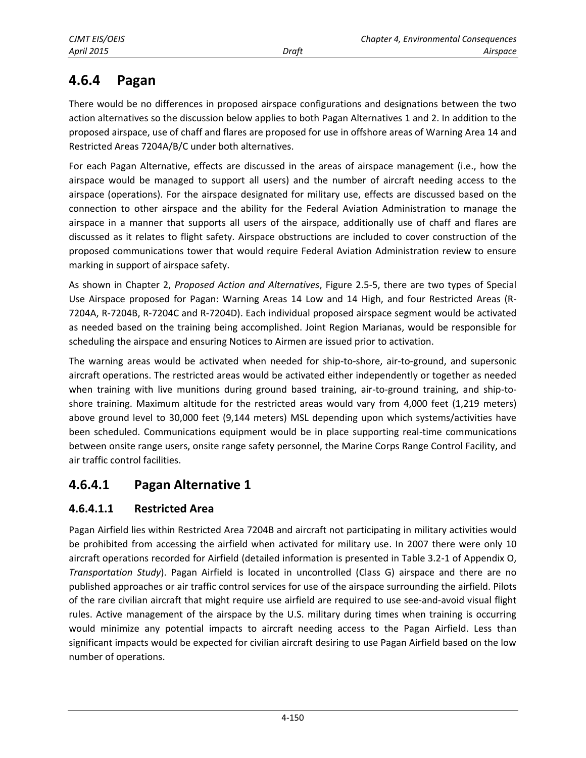## 4.6.4 Pagan

There would be no differences in proposed airspace configurations and designations between the two action alternatives so the discussion below applies to both Pagan Alternatives 1 and 2. In addition to the proposed airspace, use of chaff and flares are proposed for use in offshore areas of Warning Area 14 and Restricted Areas 7204A/B/C under both alternatives.

For each Pagan Alternative, effects are discussed in the areas of airspace management (i.e., how the airspace would be managed to support all users) and the number of aircraft needing access to the airspace (operations). For the airspace designated for military use, effects are discussed based on the connection to other airspace and the ability for the Federal Aviation Administration to manage the airspace in a manner that supports all users of the airspace, additionally use of chaff and flares are discussed as it relates to flight safety. Airspace obstructions are included to cover construction of the proposed communications tower that would require Federal Aviation Administration review to ensure marking in support of airspace safety.

As shown in Chapter 2, *Proposed Action and Alternatives*, Figure 2.5-5, there are two types of Special Use Airspace proposed for Pagan: Warning Areas 14 Low and 14 High, and four Restricted Areas (R-7204A, R-7204B, R-7204C and R-7204D). Each individual proposed airspace segment would be activated as needed based on the training being accomplished. Joint Region Marianas, would be responsible for scheduling the airspace and ensuring Notices to Airmen are issued prior to activation.

The warning areas would be activated when needed for ship-to-shore, air-to-ground, and supersonic aircraft operations. The restricted areas would be activated either independently or together as needed when training with live munitions during ground based training, air-to-ground training, and ship-to-shore training. Maximum altitude for the restricted areas would vary from 4,000 feet (1,219 meters) above ground level to 30,000 feet (9,144 meters) MSL depending upon which systems/activities have been scheduled. Communications equipment would be in place supporting real-time communications between onsite range users, onsite range safety personnel, the Marine Corps Range Control Facility, and air traffic control facilities.

### 4.6.4.1 Pagan Alternative 1

#### 4.6.4.1.1 Restricted Area

Pagan Airfield lies within Restricted Area 7204B and aircraft not participating in military activities would be prohibited from accessing the airfield when activated for military use. In 2007 there were only 10 aircraft operations recorded for Airfield (detailed information is presented in Table 3.2-1 of Appendix O, *Transportation Study*). Pagan Airfield is located in uncontrolled (Class G) airspace and there are no published approaches or air traffic control services for use of the airspace surrounding the airfield. Pilots of the rare civilian aircraft that might require use airfield are required to use see-and-avoid visual flight rules. Active management of the airspace by the U.S. military during times when training is occurring would minimize any potential impacts to aircraft needing access to the Pagan Airfield. Less than significant impacts would be expected for civilian aircraft desiring to use Pagan Airfield based on the low number of operations.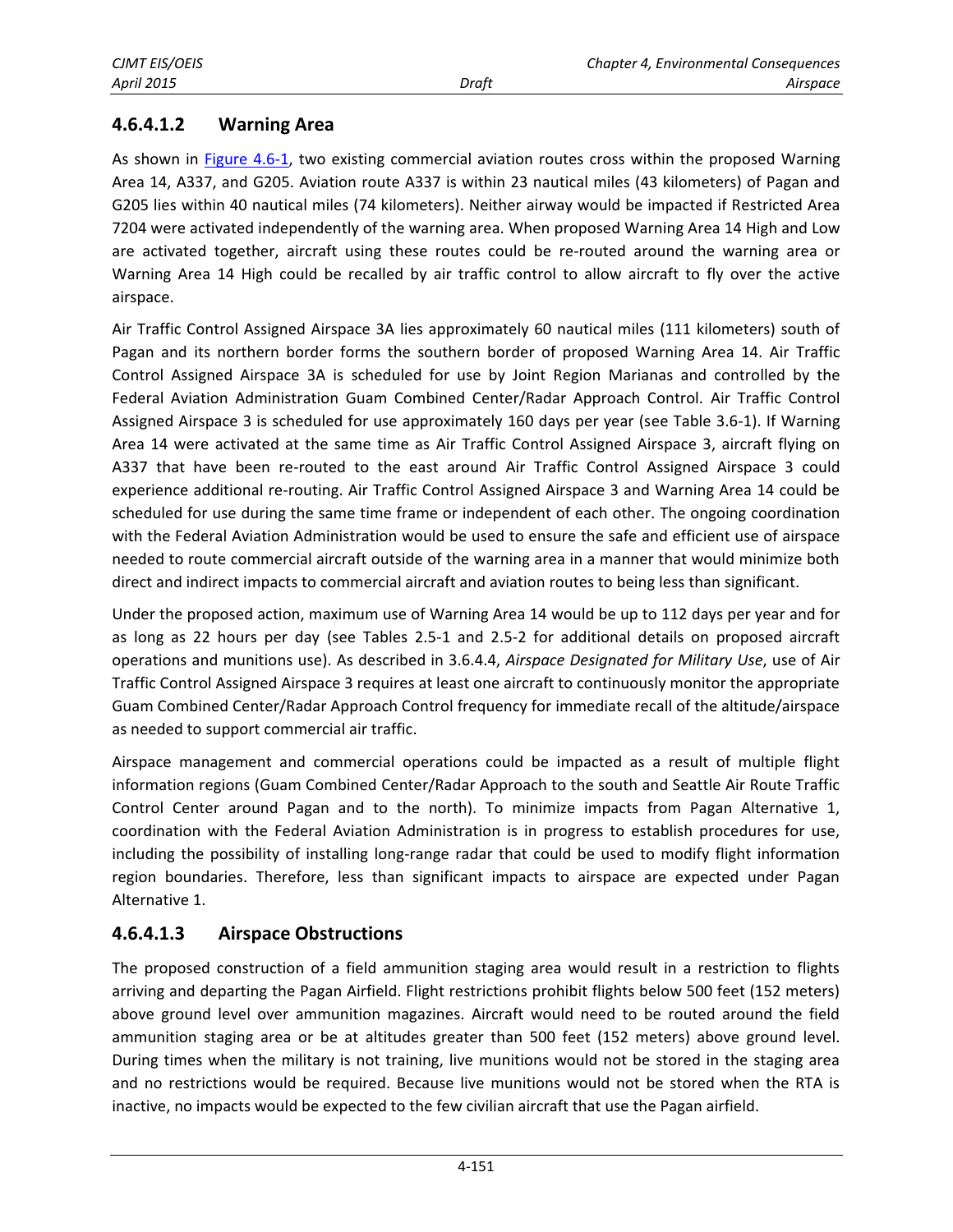### 4.6.4.1.2 Warning Area

As shown in Figure 4.6-1, two existing commercial aviation routes cross within the proposed Warning Area 14, A337, and G205. Aviation route A337 is within 23 nautical miles (43 kilometers) of Pagan and G205 lies within 40 nautical miles (74 kilometers). Neither airway would be impacted if Restricted Area 7204 were activated independently of the warning area. When proposed Warning Area 14 High and Low are activated together, aircraft using these routes could be re-routed around the warning area or Warning Area 14 High could be recalled by air traffic control to allow aircraft to fly over the active airspace.

Air Traffic Control Assigned Airspace 3A lies approximately 60 nautical miles (111 kilometers) south of Pagan and its northern border forms the southern border of proposed Warning Area 14. Air Traffic Control Assigned Airspace 3A is scheduled for use by Joint Region Marianas and controlled by the Federal Aviation Administration Guam Combined Center/Radar Approach Control. Air Traffic Control Assigned Airspace 3 is scheduled for use approximately 160 days per year (see Table 3.6-1). If Warning Area 14 were activated at the same time as Air Traffic Control Assigned Airspace 3, aircraft flying on A337 that have been re-routed to the east around Air Traffic Control Assigned Airspace 3 could experience additional re-routing. Air Traffic Control Assigned Airspace 3 and Warning Area 14 could be scheduled for use during the same time frame or independent of each other. The ongoing coordination with the Federal Aviation Administration would be used to ensure the safe and efficient use of airspace needed to route commercial aircraft outside of the warning area in a manner that would minimize both direct and indirect impacts to commercial aircraft and aviation routes to being less than significant.

Under the proposed action, maximum use of Warning Area 14 would be up to 112 days per year and for as long as 22 hours per day (see Tables 2.5-1 and 2.5-2 for additional details on proposed aircraft operations and munitions use). As described in 3.6.4.4, *Airspace Designated for Military Use*, use of Air Traffic Control Assigned Airspace 3 requires at least one aircraft to continuously monitor the appropriate Guam Combined Center/Radar Approach Control frequency for immediate recall of the altitude/airspace as needed to support commercial air traffic.

Airspace management and commercial operations could be impacted as a result of multiple flight information regions (Guam Combined Center/Radar Approach to the south and Seattle Air Route Traffic Control Center around Pagan and to the north). To minimize impacts from Pagan Alternative 1, coordination with the Federal Aviation Administration is in progress to establish procedures for use, including the possibility of installing long-range radar that could be used to modify flight information region boundaries. Therefore, less than significant impacts to airspace are expected under Pagan Alternative 1.

### 4.6.4.1.3 Airspace Obstructions

The proposed construction of a field ammunition staging area would result in a restriction to flights arriving and departing the Pagan Airfield. Flight restrictions prohibit flights below 500 feet (152 meters) above ground level over ammunition magazines. Aircraft would need to be routed around the field ammunition staging area or be at altitudes greater than 500 feet (152 meters) above ground level. During times when the military is not training, live munitions would not be stored in the staging area and no restrictions would be required. Because live munitions would not be stored when the RTA is inactive, no impacts would be expected to the few civilian aircraft that use the Pagan airfield.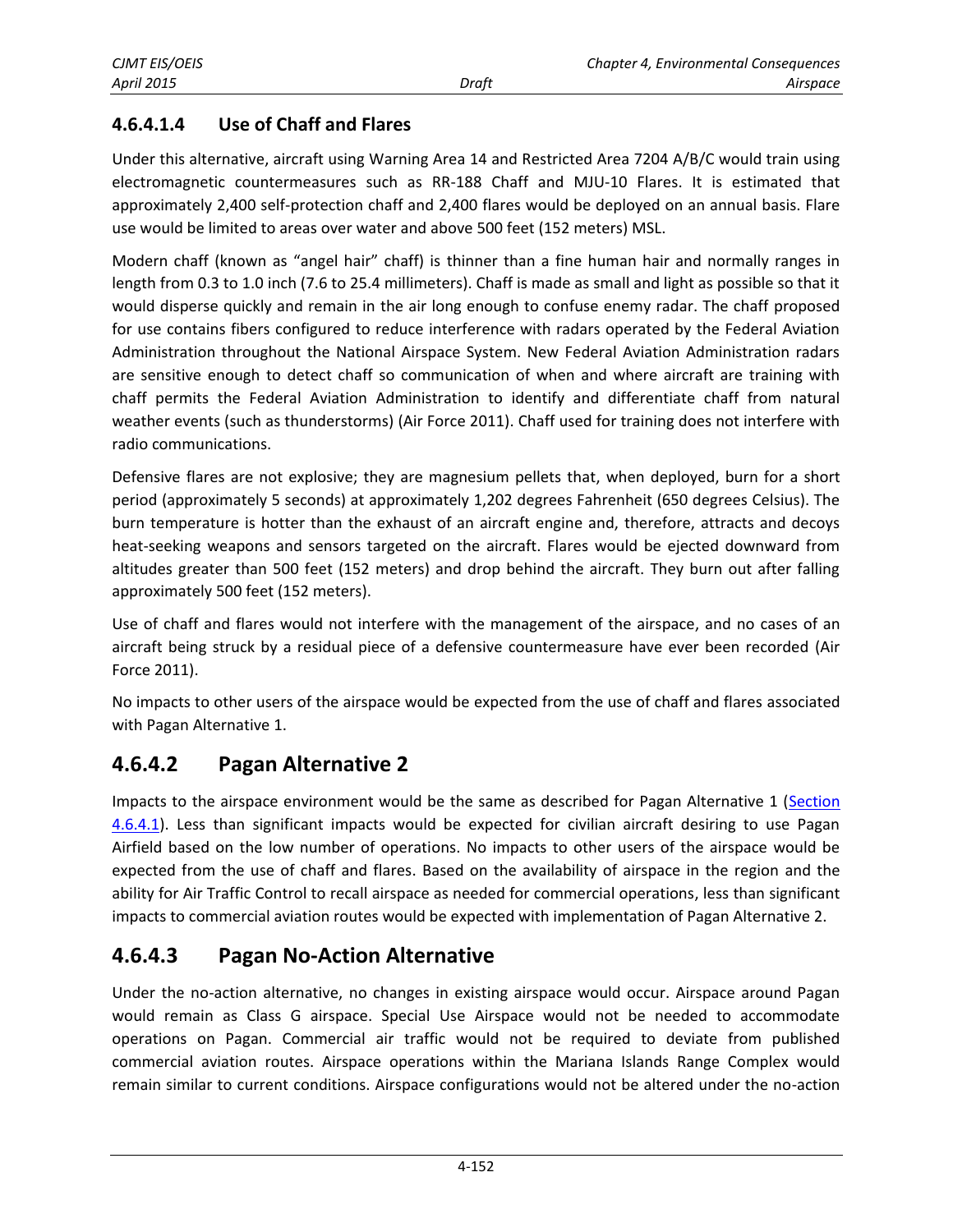#### 4.6.4.1.4 Use of Chaff and Flares

Under this alternative, aircraft using Warning Area 14 and Restricted Area 7204 A/B/C would train using electromagnetic countermeasures such as RR-188 Chaff and MJU-10 Flares. It is estimated that approximately 2,400 self-protection chaff and 2,400 flares would be deployed on an annual basis. Flare use would be limited to areas over water and above 500 feet (152 meters) MSL.

Modern chaff (known as "angel hair" chaff) is thinner than a fine human hair and normally ranges in length from 0.3 to 1.0 inch (7.6 to 25.4 millimeters). Chaff is made as small and light as possible so that it would disperse quickly and remain in the air long enough to confuse enemy radar. The chaff proposed for use contains fibers configured to reduce interference with radars operated by the Federal Aviation Administration throughout the National Airspace System. New Federal Aviation Administration radars are sensitive enough to detect chaff so communication of when and where aircraft are training with chaff permits the Federal Aviation Administration to identify and differentiate chaff from natural weather events (such as thunderstorms) (Air Force 2011). Chaff used for training does not interfere with radio communications.

Defensive flares are not explosive; they are magnesium pellets that, when deployed, burn for a short period (approximately 5 seconds) at approximately 1,202 degrees Fahrenheit (650 degrees Celsius). The burn temperature is hotter than the exhaust of an aircraft engine and, therefore, attracts and decoys heat-seeking weapons and sensors targeted on the aircraft. Flares would be ejected downward from altitudes greater than 500 feet (152 meters) and drop behind the aircraft. They burn out after falling approximately 500 feet (152 meters).

Use of chaff and flares would not interfere with the management of the airspace, and no cases of an aircraft being struck by a residual piece of a defensive countermeasure have ever been recorded (Air Force 2011).

No impacts to other users of the airspace would be expected from the use of chaff and flares associated with Pagan Alternative 1.

## 4.6.4.2 Pagan Alternative 2

Impacts to the airspace environment would be the same as described for Pagan Alternative 1 (Section 4.6.4.1). Less than significant impacts would be expected for civilian aircraft desiring to use Pagan Airfield based on the low number of operations. No impacts to other users of the airspace would be expected from the use of chaff and flares. Based on the availability of airspace in the region and the ability for Air Traffic Control to recall airspace as needed for commercial operations, less than significant impacts to commercial aviation routes would be expected with implementation of Pagan Alternative 2.

## 4.6.4.3 Pagan No-Action Alternative

Under the no-action alternative, no changes in existing airspace would occur. Airspace around Pagan would remain as Class G airspace. Special Use Airspace would not be needed to accommodate operations on Pagan. Commercial air traffic would not be required to deviate from published commercial aviation routes. Airspace operations within the Mariana Islands Range Complex would remain similar to current conditions. Airspace configurations would not be altered under the no-action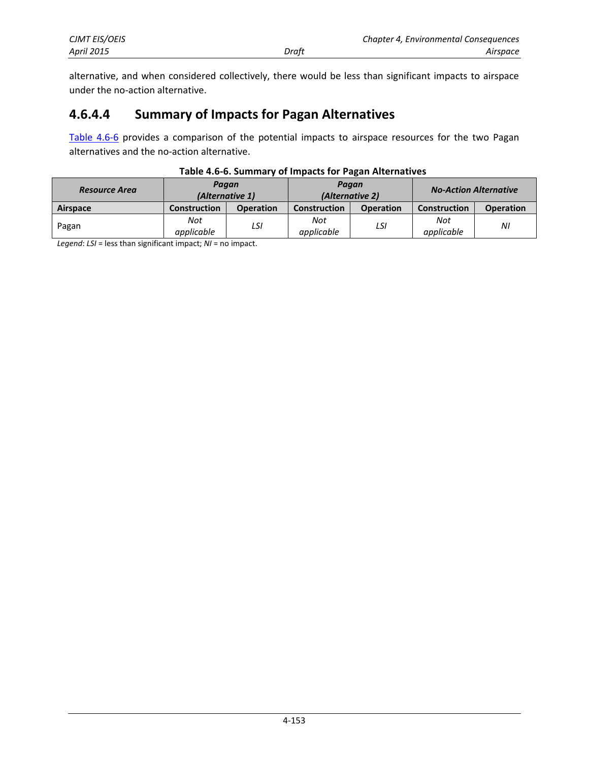alternative, and when considered collectively, there would be less than significant impacts to airspace under the no-action alternative.

### 4.6.4.4 Summary of Impacts for Pagan Alternatives

Table 4.6-6 provides a comparison of the potential impacts to airspace resources for the two Pagan alternatives and the no-action alternative.

**Table 4.6-6. Summary of Impacts for Pagan Alternatives**

| *Resource Area* | *Pagan (Alternative 1)* | | *Pagan (Alternative 2)* | | *No-Action Alternative* | |
|---|---|---|---|---|---|---|
| **Airspace** | **Construction** | **Operation** | **Construction** | **Operation** | **Construction** | **Operation** |
| Pagan | *Not applicable* | *LSI* | *Not applicable* | *LSI* | *Not applicable* | *NI* |

*Legend*: *LSI* = less than significant impact; *NI* = no impact.